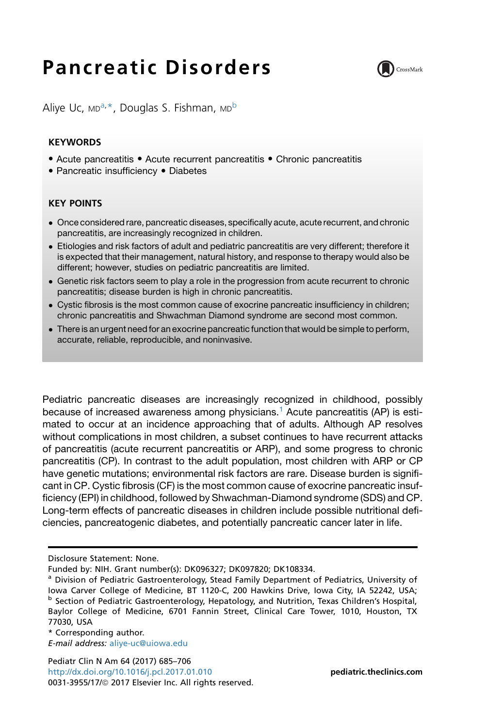# Pancreatic Disorders

Aliye Uc, MD[a,*], Douglas S. Fishman, MD[b]

## KEYWORDS

- Acute pancreatitis • Acute recurrent pancreatitis • Chronic pancreatitis
- Pancreatic insufficiency • Diabetes

## KEY POINTS

- Once considered rare, pancreatic diseases, specifically acute, acute recurrent, and chronic pancreatitis, are increasingly recognized in children.
- Etiologies and risk factors of adult and pediatric pancreatitis are very different; therefore it is expected that their management, natural history, and response to therapy would also be different; however, studies on pediatric pancreatitis are limited.
- Genetic risk factors seem to play a role in the progression from acute recurrent to chronic pancreatitis; disease burden is high in chronic pancreatitis.
- Cystic fibrosis is the most common cause of exocrine pancreatic insufficiency in children; chronic pancreatitis and Shwachman Diamond syndrome are second most common.
- There is an urgent need for an exocrine pancreatic function that would be simple to perform, accurate, reliable, reproducible, and noninvasive.

Pediatric pancreatic diseases are increasingly recognized in childhood, possibly because of increased awareness among physicians.[1] Acute pancreatitis (AP) is estimated to occur at an incidence approaching that of adults. Although AP resolves without complications in most children, a subset continues to have recurrent attacks of pancreatitis (acute recurrent pancreatitis or ARP), and some progress to chronic pancreatitis (CP). In contrast to the adult population, most children with ARP or CP have genetic mutations; environmental risk factors are rare. Disease burden is significant in CP. Cystic fibrosis (CF) is the most common cause of exocrine pancreatic insufficiency (EPI) in childhood, followed by Shwachman-Diamond syndrome (SDS) and CP. Long-term effects of pancreatic diseases in children include possible nutritional deficiencies, pancreatogenic diabetes, and potentially pancreatic cancer later in life.

Disclosure Statement: None.

Funded by: NIH. Grant number(s): DK096327; DK097820; DK108334.

[a] Division of Pediatric Gastroenterology, Stead Family Department of Pediatrics, University of Iowa Carver College of Medicine, BT 1120-C, 200 Hawkins Drive, Iowa City, IA 52242, USA; [b] Section of Pediatric Gastroenterology, Hepatology, and Nutrition, Texas Children's Hospital, Baylor College of Medicine, 6701 Fannin Street, Clinical Care Tower, 1010, Houston, TX 77030, USA

* Corresponding author.

*E-mail address:* aliye-uc@uiowa.edu

Pediatr Clin N Am 64 (2017) 685–706
http://dx.doi.org/10.1016/j.pcl.2017.01.010
0031-3955/17/© 2017 Elsevier Inc. All rights reserved.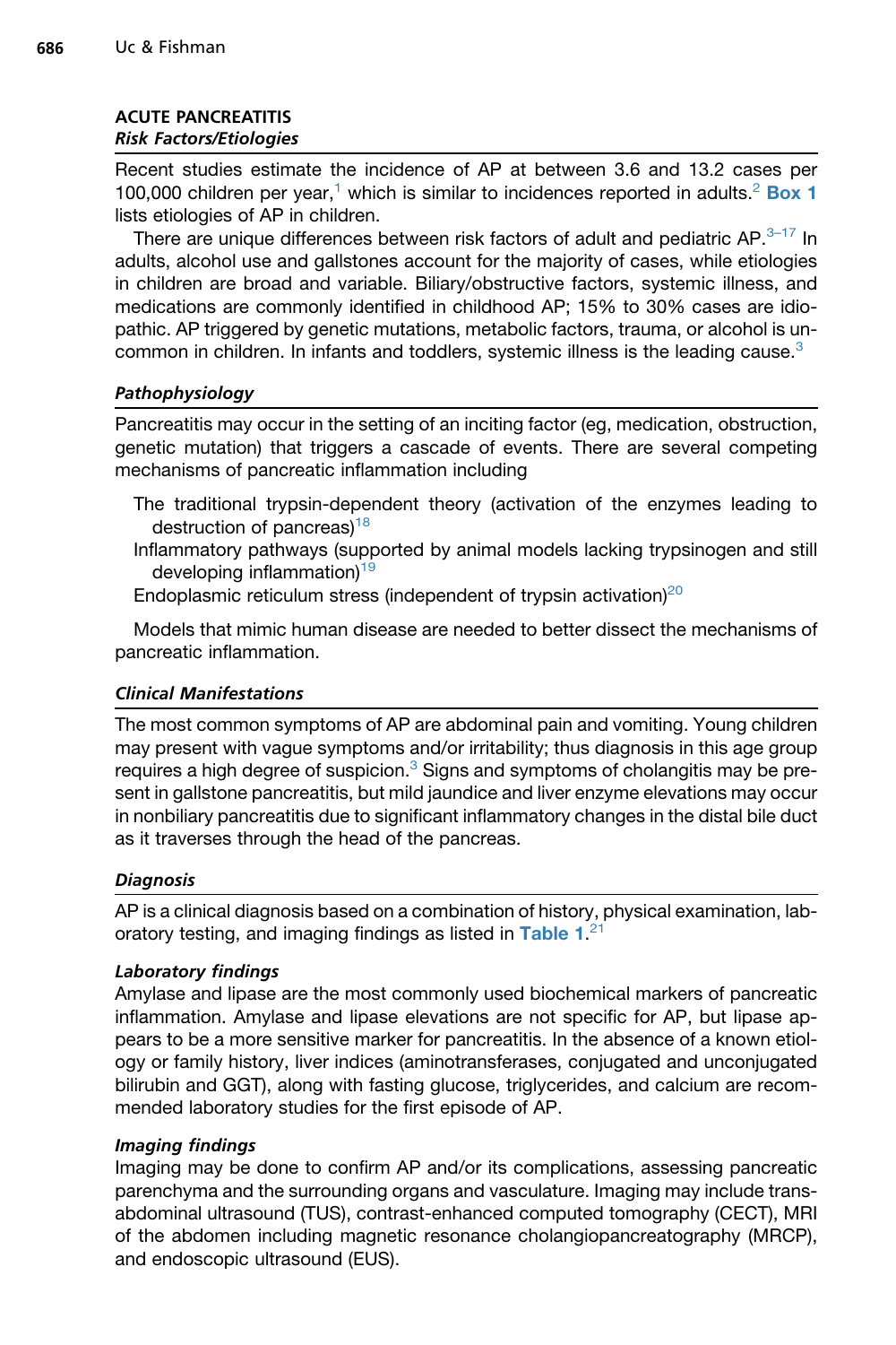## ACUTE PANCREATITIS

### *Risk Factors/Etiologies*

Recent studies estimate the incidence of AP at between 3.6 and 13.2 cases per 100,000 children per year,[1] which is similar to incidences reported in adults.[2] **Box 1** lists etiologies of AP in children.

There are unique differences between risk factors of adult and pediatric AP.[3–17] In adults, alcohol use and gallstones account for the majority of cases, while etiologies in children are broad and variable. Biliary/obstructive factors, systemic illness, and medications are commonly identified in childhood AP; 15% to 30% cases are idiopathic. AP triggered by genetic mutations, metabolic factors, trauma, or alcohol is uncommon in children. In infants and toddlers, systemic illness is the leading cause.[3]

### *Pathophysiology*

Pancreatitis may occur in the setting of an inciting factor (eg, medication, obstruction, genetic mutation) that triggers a cascade of events. There are several competing mechanisms of pancreatic inflammation including

- The traditional trypsin-dependent theory (activation of the enzymes leading to destruction of pancreas)[18]
- Inflammatory pathways (supported by animal models lacking trypsinogen and still developing inflammation)[19]
- Endoplasmic reticulum stress (independent of trypsin activation)[20]

Models that mimic human disease are needed to better dissect the mechanisms of pancreatic inflammation.

### *Clinical Manifestations*

The most common symptoms of AP are abdominal pain and vomiting. Young children may present with vague symptoms and/or irritability; thus diagnosis in this age group requires a high degree of suspicion.[3] Signs and symptoms of cholangitis may be present in gallstone pancreatitis, but mild jaundice and liver enzyme elevations may occur in nonbiliary pancreatitis due to significant inflammatory changes in the distal bile duct as it traverses through the head of the pancreas.

### *Diagnosis*

AP is a clinical diagnosis based on a combination of history, physical examination, laboratory testing, and imaging findings as listed in **Table 1**.[21]

#### *Laboratory findings*

Amylase and lipase are the most commonly used biochemical markers of pancreatic inflammation. Amylase and lipase elevations are not specific for AP, but lipase appears to be a more sensitive marker for pancreatitis. In the absence of a known etiology or family history, liver indices (aminotransferases, conjugated and unconjugated bilirubin and GGT), along with fasting glucose, triglycerides, and calcium are recommended laboratory studies for the first episode of AP.

#### *Imaging findings*

Imaging may be done to confirm AP and/or its complications, assessing pancreatic parenchyma and the surrounding organs and vasculature. Imaging may include transabdominal ultrasound (TUS), contrast-enhanced computed tomography (CECT), MRI of the abdomen including magnetic resonance cholangiopancreatography (MRCP), and endoscopic ultrasound (EUS).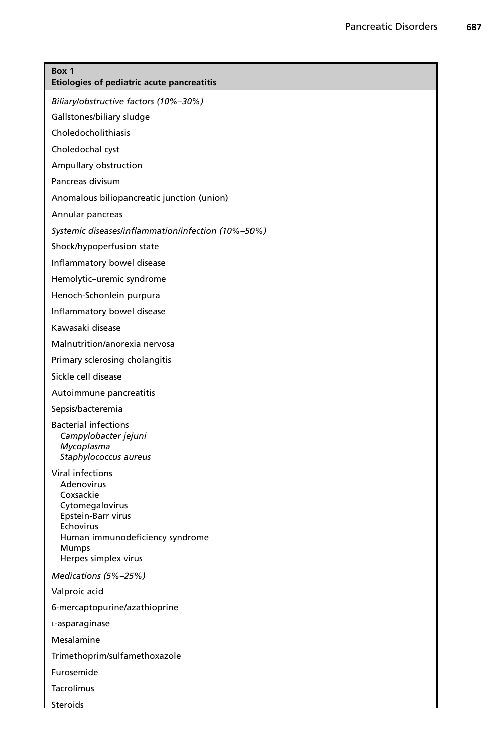**Box 1**
**Etiologies of pediatric acute pancreatitis**

*Biliary/obstructive factors (10%–30%)*

Gallstones/biliary sludge

Choledocholithiasis

Choledochal cyst

Ampullary obstruction

Pancreas divisum

Anomalous biliopancreatic junction (union)

Annular pancreas

*Systemic diseases/inflammation/infection (10%–50%)*

Shock/hypoperfusion state

Inflammatory bowel disease

Hemolytic–uremic syndrome

Henoch-Schonlein purpura

Inflammatory bowel disease

Kawasaki disease

Malnutrition/anorexia nervosa

Primary sclerosing cholangitis

Sickle cell disease

Autoimmune pancreatitis

Sepsis/bacteremia

Bacterial infections
- *Campylobacter jejuni*
- *Mycoplasma*
- *Staphylococcus aureus*

Viral infections
- Adenovirus
- Coxsackie
- Cytomegalovirus
- Epstein-Barr virus
- Echovirus
- Human immunodeficiency syndrome
- Mumps
- Herpes simplex virus

*Medications (5%–25%)*

Valproic acid

6-mercaptopurine/azathioprine

L-asparaginase

Mesalamine

Trimethoprim/sulfamethoxazole

Furosemide

Tacrolimus

Steroids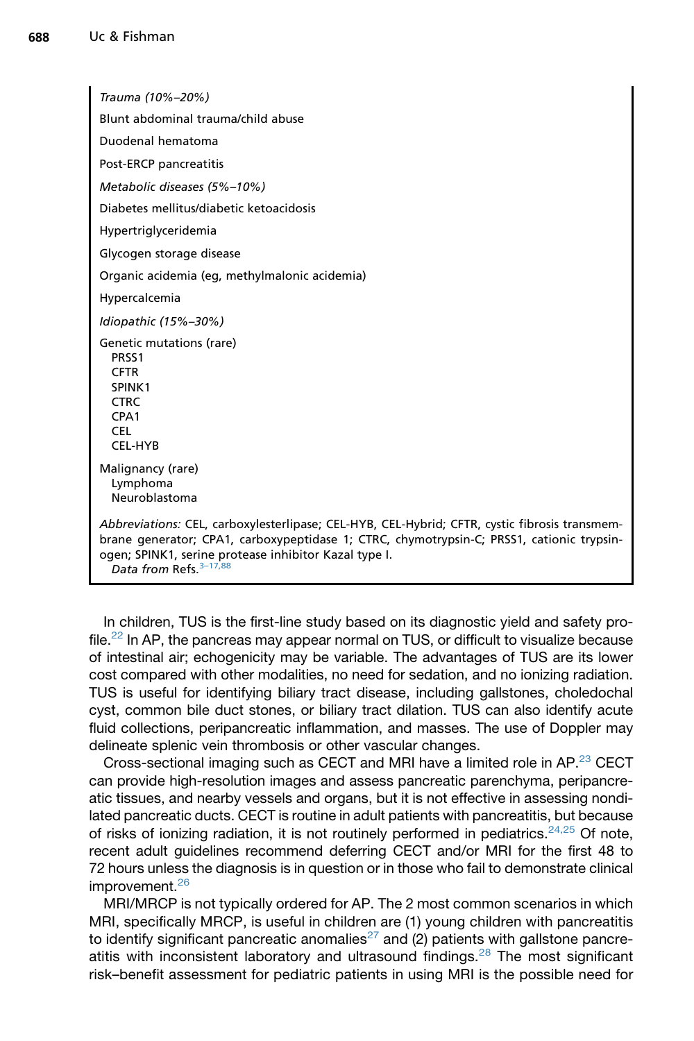*Trauma (10%–20%)*

Blunt abdominal trauma/child abuse

Duodenal hematoma

Post-ERCP pancreatitis

*Metabolic diseases (5%–10%)*

Diabetes mellitus/diabetic ketoacidosis

Hypertriglyceridemia

Glycogen storage disease

Organic acidemia (eg, methylmalonic acidemia)

Hypercalcemia

*Idiopathic (15%–30%)*

Genetic mutations (rare)
- PRSS1
- CFTR
- SPINK1
- CTRC
- CPA1
- CEL
- CEL-HYB

Malignancy (rare)
- Lymphoma
- Neuroblastoma

*Abbreviations:* CEL, carboxylesterlipase; CEL-HYB, CEL-Hybrid; CFTR, cystic fibrosis transmembrane generator; CPA1, carboxypeptidase 1; CTRC, chymotrypsin-C; PRSS1, cationic trypsinogen; SPINK1, serine protease inhibitor Kazal type I.
*Data from* Refs.[3–17,88]

In children, TUS is the first-line study based on its diagnostic yield and safety profile.[22] In AP, the pancreas may appear normal on TUS, or difficult to visualize because of intestinal air; echogenicity may be variable. The advantages of TUS are its lower cost compared with other modalities, no need for sedation, and no ionizing radiation. TUS is useful for identifying biliary tract disease, including gallstones, choledochal cyst, common bile duct stones, or biliary tract dilation. TUS can also identify acute fluid collections, peripancreatic inflammation, and masses. The use of Doppler may delineate splenic vein thrombosis or other vascular changes.

Cross-sectional imaging such as CECT and MRI have a limited role in AP.[23] CECT can provide high-resolution images and assess pancreatic parenchyma, peripancreatic tissues, and nearby vessels and organs, but it is not effective in assessing nondilated pancreatic ducts. CECT is routine in adult patients with pancreatitis, but because of risks of ionizing radiation, it is not routinely performed in pediatrics.[24,25] Of note, recent adult guidelines recommend deferring CECT and/or MRI for the first 48 to 72 hours unless the diagnosis is in question or in those who fail to demonstrate clinical improvement.[26]

MRI/MRCP is not typically ordered for AP. The 2 most common scenarios in which MRI, specifically MRCP, is useful in children are (1) young children with pancreatitis to identify significant pancreatic anomalies[27] and (2) patients with gallstone pancreatitis with inconsistent laboratory and ultrasound findings.[28] The most significant risk–benefit assessment for pediatric patients in using MRI is the possible need for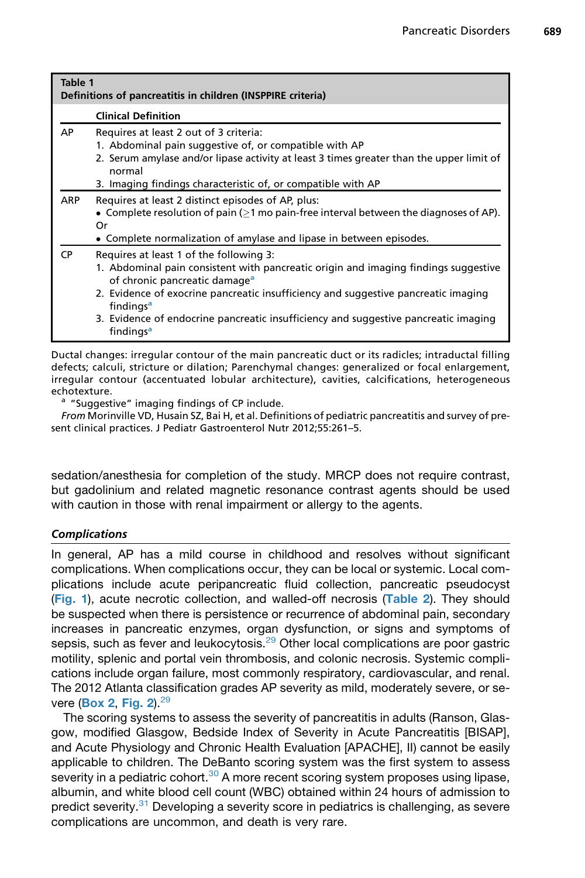**Table 1**
**Definitions of pancreatitis in children (INSPPIRE criteria)**

| | Clinical Definition |
|---|---|
| AP | Requires at least 2 out of 3 criteria:<br>1. Abdominal pain suggestive of, or compatible with AP<br>2. Serum amylase and/or lipase activity at least 3 times greater than the upper limit of normal<br>3. Imaging findings characteristic of, or compatible with AP |
| ARP | Requires at least 2 distinct episodes of AP, plus:<br>• Complete resolution of pain (≥1 mo pain-free interval between the diagnoses of AP).<br>Or<br>• Complete normalization of amylase and lipase in between episodes. |
| CP | Requires at least 1 of the following 3:<br>1. Abdominal pain consistent with pancreatic origin and imaging findings suggestive of chronic pancreatic damage[a]<br>2. Evidence of exocrine pancreatic insufficiency and suggestive pancreatic imaging findings[a]<br>3. Evidence of endocrine pancreatic insufficiency and suggestive pancreatic imaging findings[a] |

Ductal changes: irregular contour of the main pancreatic duct or its radicles; intraductal filling defects; calculi, stricture or dilation; Parenchymal changes: generalized or focal enlargement, irregular contour (accentuated lobular architecture), cavities, calcifications, heterogeneous echotexture.

[a] "Suggestive" imaging findings of CP include.

*From* Morinville VD, Husain SZ, Bai H, et al. Definitions of pediatric pancreatitis and survey of present clinical practices. J Pediatr Gastroenterol Nutr 2012;55:261–5.

sedation/anesthesia for completion of the study. MRCP does not require contrast, but gadolinium and related magnetic resonance contrast agents should be used with caution in those with renal impairment or allergy to the agents.

### *Complications*

In general, AP has a mild course in childhood and resolves without significant complications. When complications occur, they can be local or systemic. Local complications include acute peripancreatic fluid collection, pancreatic pseudocyst (Fig. 1), acute necrotic collection, and walled-off necrosis (Table 2). They should be suspected when there is persistence or recurrence of abdominal pain, secondary increases in pancreatic enzymes, organ dysfunction, or signs and symptoms of sepsis, such as fever and leukocytosis.[29] Other local complications are poor gastric motility, splenic and portal vein thrombosis, and colonic necrosis. Systemic complications include organ failure, most commonly respiratory, cardiovascular, and renal. The 2012 Atlanta classification grades AP severity as mild, moderately severe, or severe (Box 2, Fig. 2).[29]

The scoring systems to assess the severity of pancreatitis in adults (Ranson, Glasgow, modified Glasgow, Bedside Index of Severity in Acute Pancreatitis [BISAP], and Acute Physiology and Chronic Health Evaluation [APACHE], II) cannot be easily applicable to children. The DeBanto scoring system was the first system to assess severity in a pediatric cohort.[30] A more recent scoring system proposes using lipase, albumin, and white blood cell count (WBC) obtained within 24 hours of admission to predict severity.[31] Developing a severity score in pediatrics is challenging, as severe complications are uncommon, and death is very rare.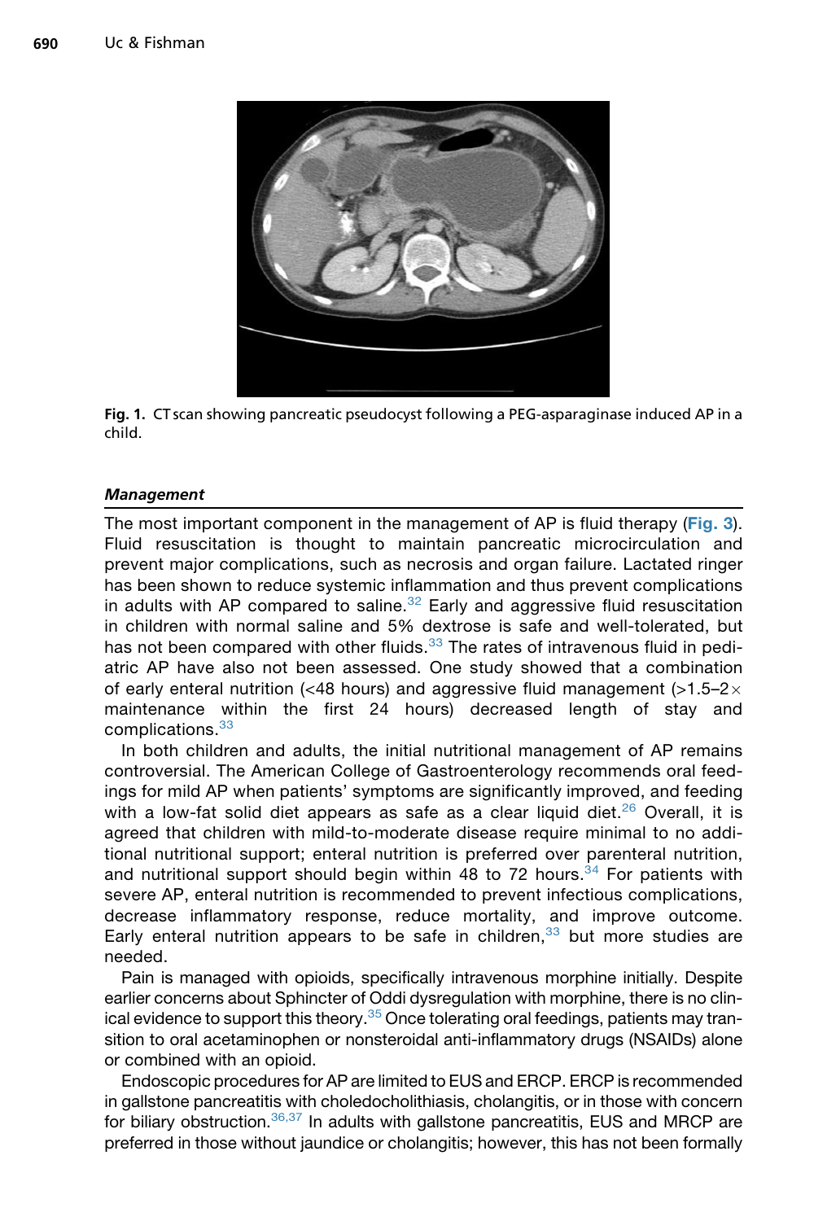Fig. 1. CT scan showing pancreatic pseudocyst following a PEG-asparaginase induced AP in a child.

### *Management*

The most important component in the management of AP is fluid therapy (**Fig. 3**). Fluid resuscitation is thought to maintain pancreatic microcirculation and prevent major complications, such as necrosis and organ failure. Lactated ringer has been shown to reduce systemic inflammation and thus prevent complications in adults with AP compared to saline.[32] Early and aggressive fluid resuscitation in children with normal saline and 5% dextrose is safe and well-tolerated, but has not been compared with other fluids.[33] The rates of intravenous fluid in pediatric AP have also not been assessed. One study showed that a combination of early enteral nutrition (<48 hours) and aggressive fluid management (>1.5–2× maintenance within the first 24 hours) decreased length of stay and complications.[33]

In both children and adults, the initial nutritional management of AP remains controversial. The American College of Gastroenterology recommends oral feedings for mild AP when patients' symptoms are significantly improved, and feeding with a low-fat solid diet appears as safe as a clear liquid diet.[26] Overall, it is agreed that children with mild-to-moderate disease require minimal to no additional nutritional support; enteral nutrition is preferred over parenteral nutrition, and nutritional support should begin within 48 to 72 hours.[34] For patients with severe AP, enteral nutrition is recommended to prevent infectious complications, decrease inflammatory response, reduce mortality, and improve outcome. Early enteral nutrition appears to be safe in children,[33] but more studies are needed.

Pain is managed with opioids, specifically intravenous morphine initially. Despite earlier concerns about Sphincter of Oddi dysregulation with morphine, there is no clinical evidence to support this theory.[35] Once tolerating oral feedings, patients may transition to oral acetaminophen or nonsteroidal anti-inflammatory drugs (NSAIDs) alone or combined with an opioid.

Endoscopic procedures for AP are limited to EUS and ERCP. ERCP is recommended in gallstone pancreatitis with choledocholithiasis, cholangitis, or in those with concern for biliary obstruction.[36,37] In adults with gallstone pancreatitis, EUS and MRCP are preferred in those without jaundice or cholangitis; however, this has not been formally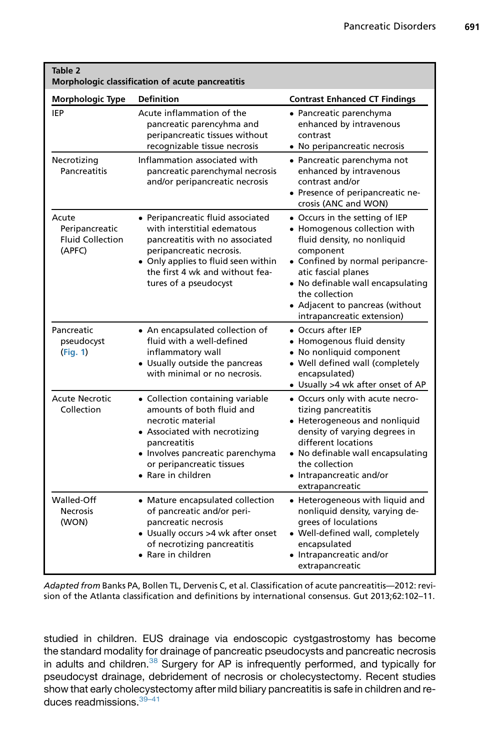**Table 2**
**Morphologic classification of acute pancreatitis**

| Morphologic Type | Definition | Contrast Enhanced CT Findings |
|---|---|---|
| IEP | Acute inflammation of the pancreatic parenchyma and peripancreatic tissues without recognizable tissue necrosis | • Pancreatic parenchyma enhanced by intravenous contrast<br>• No peripancreatic necrosis |
| Necrotizing Pancreatitis | Inflammation associated with pancreatic parenchymal necrosis and/or peripancreatic necrosis | • Pancreatic parenchyma not enhanced by intravenous contrast and/or<br>• Presence of peripancreatic necrosis (ANC and WON) |
| Acute Peripancreatic Fluid Collection (APFC) | • Peripancreatic fluid associated with interstitial edematous pancreatitis with no associated peripancreatic necrosis.<br>• Only applies to fluid seen within the first 4 wk and without features of a pseudocyst | • Occurs in the setting of IEP<br>• Homogenous collection with fluid density, no nonliquid component<br>• Confined by normal peripancreatic fascial planes<br>• No definable wall encapsulating the collection<br>• Adjacent to pancreas (without intrapancreatic extension) |
| Pancreatic pseudocyst (Fig. 1) | • An encapsulated collection of fluid with a well-defined inflammatory wall<br>• Usually outside the pancreas with minimal or no necrosis. | • Occurs after IEP<br>• Homogenous fluid density<br>• No nonliquid component<br>• Well defined wall (completely encapsulated)<br>• Usually >4 wk after onset of AP |
| Acute Necrotic Collection | • Collection containing variable amounts of both fluid and necrotic material<br>• Associated with necrotizing pancreatitis<br>• Involves pancreatic parenchyma or peripancreatic tissues<br>• Rare in children | • Occurs only with acute necrotizing pancreatitis<br>• Heterogeneous and nonliquid density of varying degrees in different locations<br>• No definable wall encapsulating the collection<br>• Intrapancreatic and/or extrapancreatic |
| Walled-Off Necrosis (WON) | • Mature encapsulated collection of pancreatic and/or peripancreatic necrosis<br>• Usually occurs >4 wk after onset of necrotizing pancreatitis<br>• Rare in children | • Heterogeneous with liquid and nonliquid density, varying degrees of loculations<br>• Well-defined wall, completely encapsulated<br>• Intrapancreatic and/or extrapancreatic |

*Adapted from* Banks PA, Bollen TL, Dervenis C, et al. Classification of acute pancreatitis—2012: revision of the Atlanta classification and definitions by international consensus. Gut 2013;62:102–11.

studied in children. EUS drainage via endoscopic cystgastrostomy has become the standard modality for drainage of pancreatic pseudocysts and pancreatic necrosis in adults and children.[38] Surgery for AP is infrequently performed, and typically for pseudocyst drainage, debridement of necrosis or cholecystectomy. Recent studies show that early cholecystectomy after mild biliary pancreatitis is safe in children and reduces readmissions.[39–41]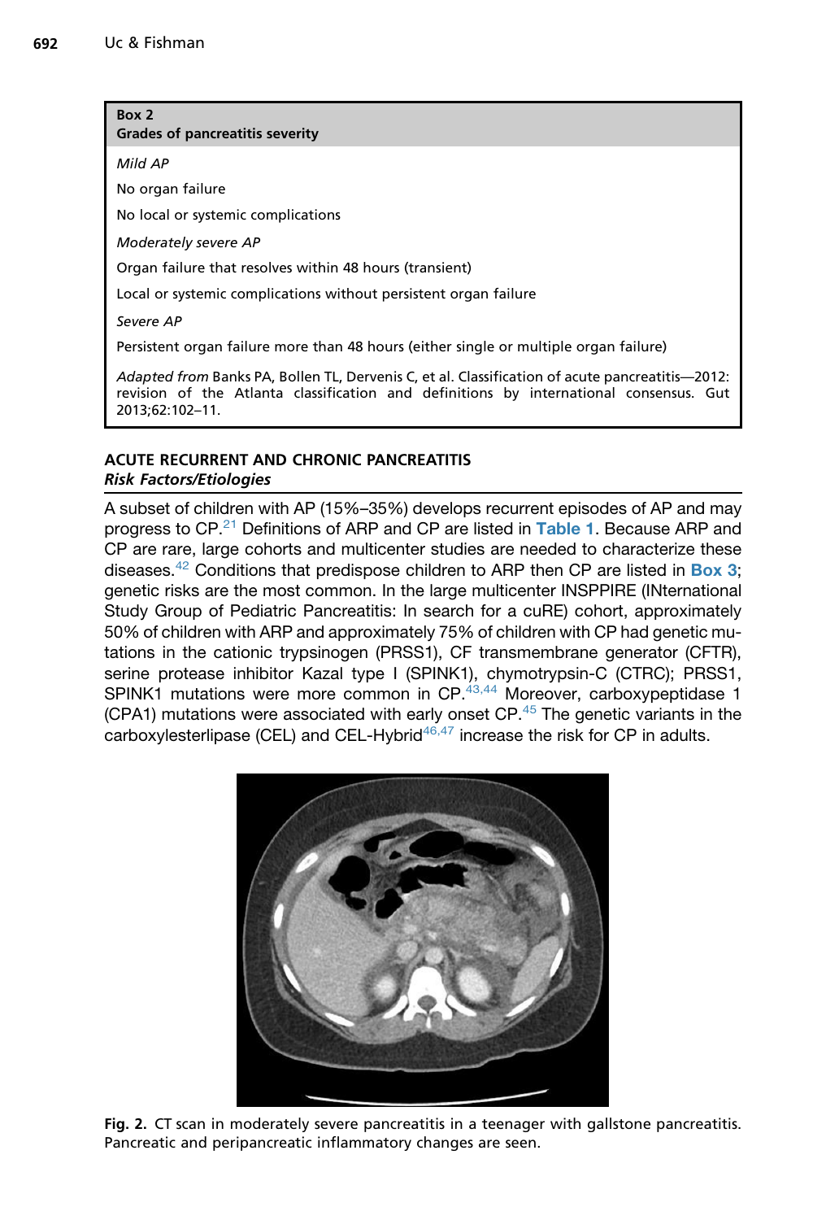**Box 2**
**Grades of pancreatitis severity**

*Mild AP*

No organ failure

No local or systemic complications

*Moderately severe AP*

Organ failure that resolves within 48 hours (transient)

Local or systemic complications without persistent organ failure

*Severe AP*

Persistent organ failure more than 48 hours (either single or multiple organ failure)

*Adapted from* Banks PA, Bollen TL, Dervenis C, et al. Classification of acute pancreatitis—2012: revision of the Atlanta classification and definitions by international consensus. Gut 2013;62:102–11.

## ACUTE RECURRENT AND CHRONIC PANCREATITIS

### *Risk Factors/Etiologies*

A subset of children with AP (15%–35%) develops recurrent episodes of AP and may progress to CP.[21] Definitions of ARP and CP are listed in **Table 1**. Because ARP and CP are rare, large cohorts and multicenter studies are needed to characterize these diseases.[42] Conditions that predispose children to ARP then CP are listed in **Box 3**; genetic risks are the most common. In the large multicenter INSPPIRE (INternational Study Group of Pediatric Pancreatitis: In search for a cuRE) cohort, approximately 50% of children with ARP and approximately 75% of children with CP had genetic mutations in the cationic trypsinogen (PRSS1), CF transmembrane generator (CFTR), serine protease inhibitor Kazal type I (SPINK1), chymotrypsin-C (CTRC); PRSS1, SPINK1 mutations were more common in CP.[43,44] Moreover, carboxypeptidase 1 (CPA1) mutations were associated with early onset CP.[45] The genetic variants in the carboxylesterlipase (CEL) and CEL-Hybrid[46,47] increase the risk for CP in adults.

**Fig. 2.** CT scan in moderately severe pancreatitis in a teenager with gallstone pancreatitis. Pancreatic and peripancreatic inflammatory changes are seen.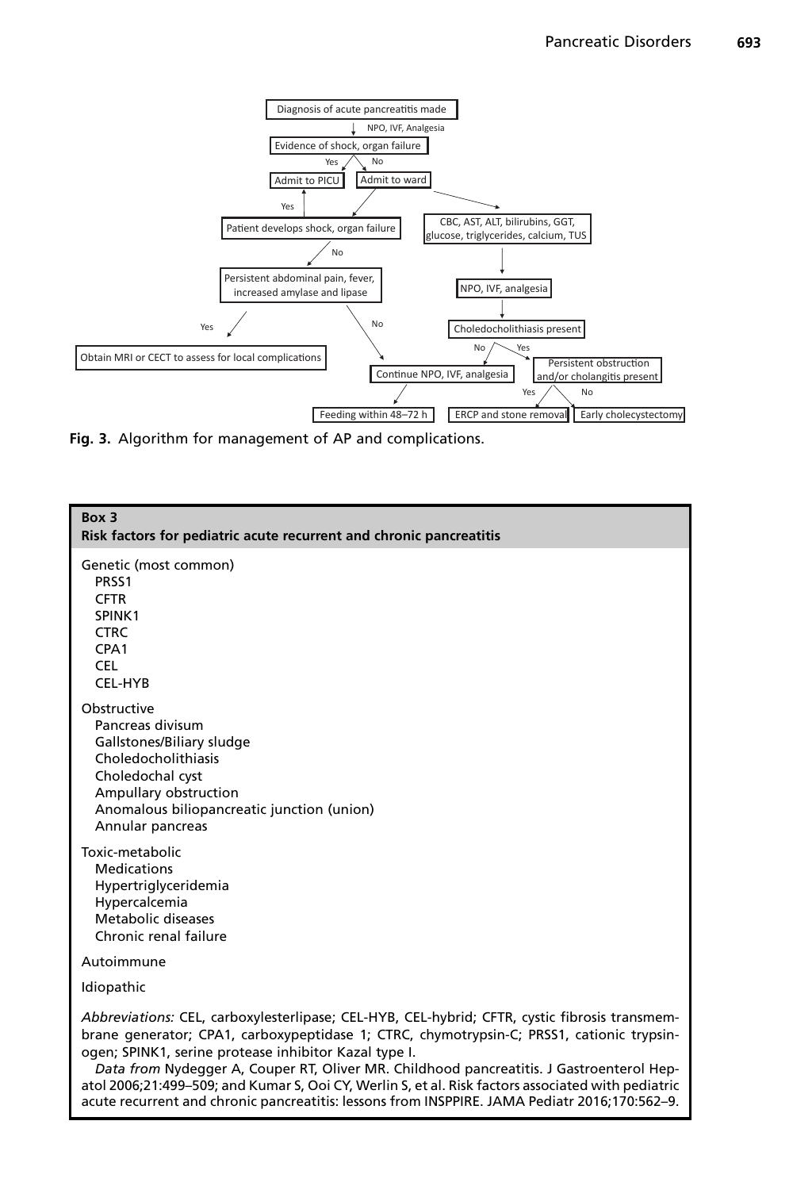Diagnosis of acute pancreatitis made

NPO, IVF, Analgesia

Evidence of shock, organ failure

Yes → Admit to PICU

No → Admit to ward

Patient develops shock, organ failure

Yes → Admit to PICU

No → Persistent abdominal pain, fever, increased amylase and lipase

Yes → Obtain MRI or CECT to assess for local complications

No → Continue NPO, IVF, analgesia → Feeding within 48–72 h

CBC, AST, ALT, bilirubins, GGT, glucose, triglycerides, calcium, TUS

NPO, IVF, analgesia

Choledocholithiasis present

No → Continue NPO, IVF, analgesia

Yes → Persistent obstruction and/or cholangitis present

Yes → ERCP and stone removal

No → Early cholecystectomy

**Fig. 3.** Algorithm for management of AP and complications.

---

**Box 3**
**Risk factors for pediatric acute recurrent and chronic pancreatitis**

Genetic (most common)
- PRSS1
- CFTR
- SPINK1
- CTRC
- CPA1
- CEL
- CEL-HYB

Obstructive
- Pancreas divisum
- Gallstones/Biliary sludge
- Choledocholithiasis
- Choledochal cyst
- Ampullary obstruction
- Anomalous biliopancreatic junction (union)
- Annular pancreas

Toxic-metabolic
- Medications
- Hypertriglyceridemia
- Hypercalcemia
- Metabolic diseases
- Chronic renal failure

Autoimmune

Idiopathic

*Abbreviations:* CEL, carboxylesterlipase; CEL-HYB, CEL-hybrid; CFTR, cystic fibrosis transmembrane generator; CPA1, carboxypeptidase 1; CTRC, chymotrypsin-C; PRSS1, cationic trypsinogen; SPINK1, serine protease inhibitor Kazal type I.

*Data from* Nydegger A, Couper RT, Oliver MR. Childhood pancreatitis. J Gastroenterol Hepatol 2006;21:499–509; and Kumar S, Ooi CY, Werlin S, et al. Risk factors associated with pediatric acute recurrent and chronic pancreatitis: lessons from INSPPIRE. JAMA Pediatr 2016;170:562–9.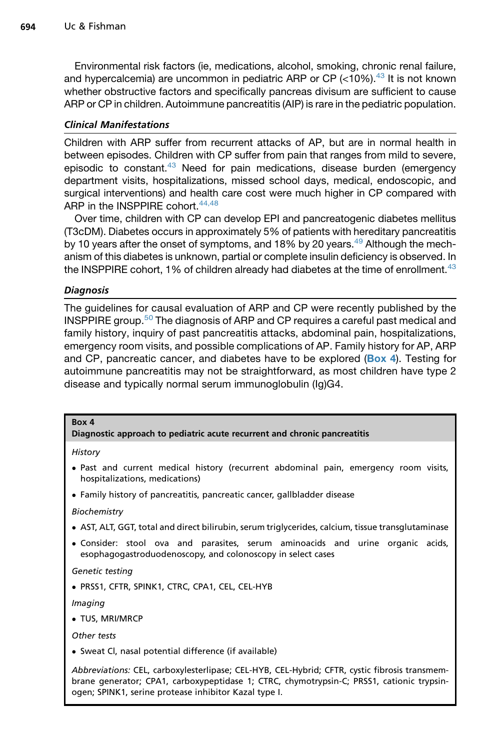Environmental risk factors (ie, medications, alcohol, smoking, chronic renal failure, and hypercalcemia) are uncommon in pediatric ARP or CP (<10%).[43] It is not known whether obstructive factors and specifically pancreas divisum are sufficient to cause ARP or CP in children. Autoimmune pancreatitis (AIP) is rare in the pediatric population.

### *Clinical Manifestations*

Children with ARP suffer from recurrent attacks of AP, but are in normal health in between episodes. Children with CP suffer from pain that ranges from mild to severe, episodic to constant.[43] Need for pain medications, disease burden (emergency department visits, hospitalizations, missed school days, medical, endoscopic, and surgical interventions) and health care cost were much higher in CP compared with ARP in the INSPPIRE cohort.[44,48]

Over time, children with CP can develop EPI and pancreatogenic diabetes mellitus (T3cDM). Diabetes occurs in approximately 5% of patients with hereditary pancreatitis by 10 years after the onset of symptoms, and 18% by 20 years.[49] Although the mechanism of this diabetes is unknown, partial or complete insulin deficiency is observed. In the INSPPIRE cohort, 1% of children already had diabetes at the time of enrollment.[43]

### *Diagnosis*

The guidelines for causal evaluation of ARP and CP were recently published by the INSPPIRE group.[50] The diagnosis of ARP and CP requires a careful past medical and family history, inquiry of past pancreatitis attacks, abdominal pain, hospitalizations, emergency room visits, and possible complications of AP. Family history for AP, ARP and CP, pancreatic cancer, and diabetes have to be explored (**Box 4**). Testing for autoimmune pancreatitis may not be straightforward, as most children have type 2 disease and typically normal serum immunoglobulin (Ig)G4.

**Box 4**
**Diagnostic approach to pediatric acute recurrent and chronic pancreatitis**

*History*

- Past and current medical history (recurrent abdominal pain, emergency room visits, hospitalizations, medications)
- Family history of pancreatitis, pancreatic cancer, gallbladder disease

*Biochemistry*

- AST, ALT, GGT, total and direct bilirubin, serum triglycerides, calcium, tissue transglutaminase
- Consider: stool ova and parasites, serum aminoacids and urine organic acids, esophagogastroduodenoscopy, and colonoscopy in select cases

*Genetic testing*

- PRSS1, CFTR, SPINK1, CTRC, CPA1, CEL, CEL-HYB

*Imaging*

- TUS, MRI/MRCP

*Other tests*

- Sweat Cl, nasal potential difference (if available)

*Abbreviations:* CEL, carboxylesterlipase; CEL-HYB, CEL-Hybrid; CFTR, cystic fibrosis transmembrane generator; CPA1, carboxypeptidase 1; CTRC, chymotrypsin-C; PRSS1, cationic trypsinogen; SPINK1, serine protease inhibitor Kazal type I.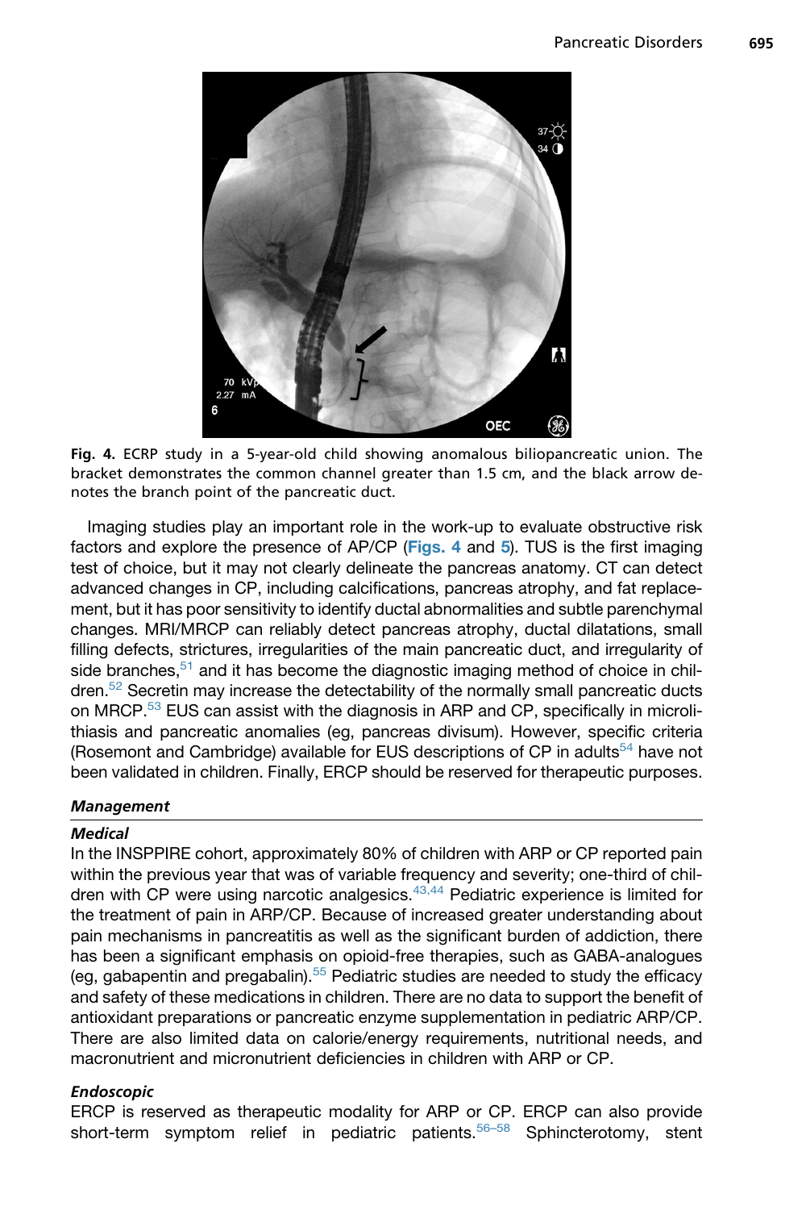Fig. 4. ECRP study in a 5-year-old child showing anomalous biliopancreatic union. The bracket demonstrates the common channel greater than 1.5 cm, and the black arrow denotes the branch point of the pancreatic duct.

Imaging studies play an important role in the work-up to evaluate obstructive risk factors and explore the presence of AP/CP (Figs. 4 and 5). TUS is the first imaging test of choice, but it may not clearly delineate the pancreas anatomy. CT can detect advanced changes in CP, including calcifications, pancreas atrophy, and fat replacement, but it has poor sensitivity to identify ductal abnormalities and subtle parenchymal changes. MRI/MRCP can reliably detect pancreas atrophy, ductal dilatations, small filling defects, strictures, irregularities of the main pancreatic duct, and irregularity of side branches,[51] and it has become the diagnostic imaging method of choice in children.[52] Secretin may increase the detectability of the normally small pancreatic ducts on MRCP.[53] EUS can assist with the diagnosis in ARP and CP, specifically in microlithiasis and pancreatic anomalies (eg, pancreas divisum). However, specific criteria (Rosemont and Cambridge) available for EUS descriptions of CP in adults[54] have not been validated in children. Finally, ERCP should be reserved for therapeutic purposes.

### Management

#### Medical

In the INSPPIRE cohort, approximately 80% of children with ARP or CP reported pain within the previous year that was of variable frequency and severity; one-third of children with CP were using narcotic analgesics.[43,44] Pediatric experience is limited for the treatment of pain in ARP/CP. Because of increased greater understanding about pain mechanisms in pancreatitis as well as the significant burden of addiction, there has been a significant emphasis on opioid-free therapies, such as GABA-analogues (eg, gabapentin and pregabalin).[55] Pediatric studies are needed to study the efficacy and safety of these medications in children. There are no data to support the benefit of antioxidant preparations or pancreatic enzyme supplementation in pediatric ARP/CP. There are also limited data on calorie/energy requirements, nutritional needs, and macronutrient and micronutrient deficiencies in children with ARP or CP.

#### Endoscopic

ERCP is reserved as therapeutic modality for ARP or CP. ERCP can also provide short-term symptom relief in pediatric patients.[56–58] Sphincterotomy, stent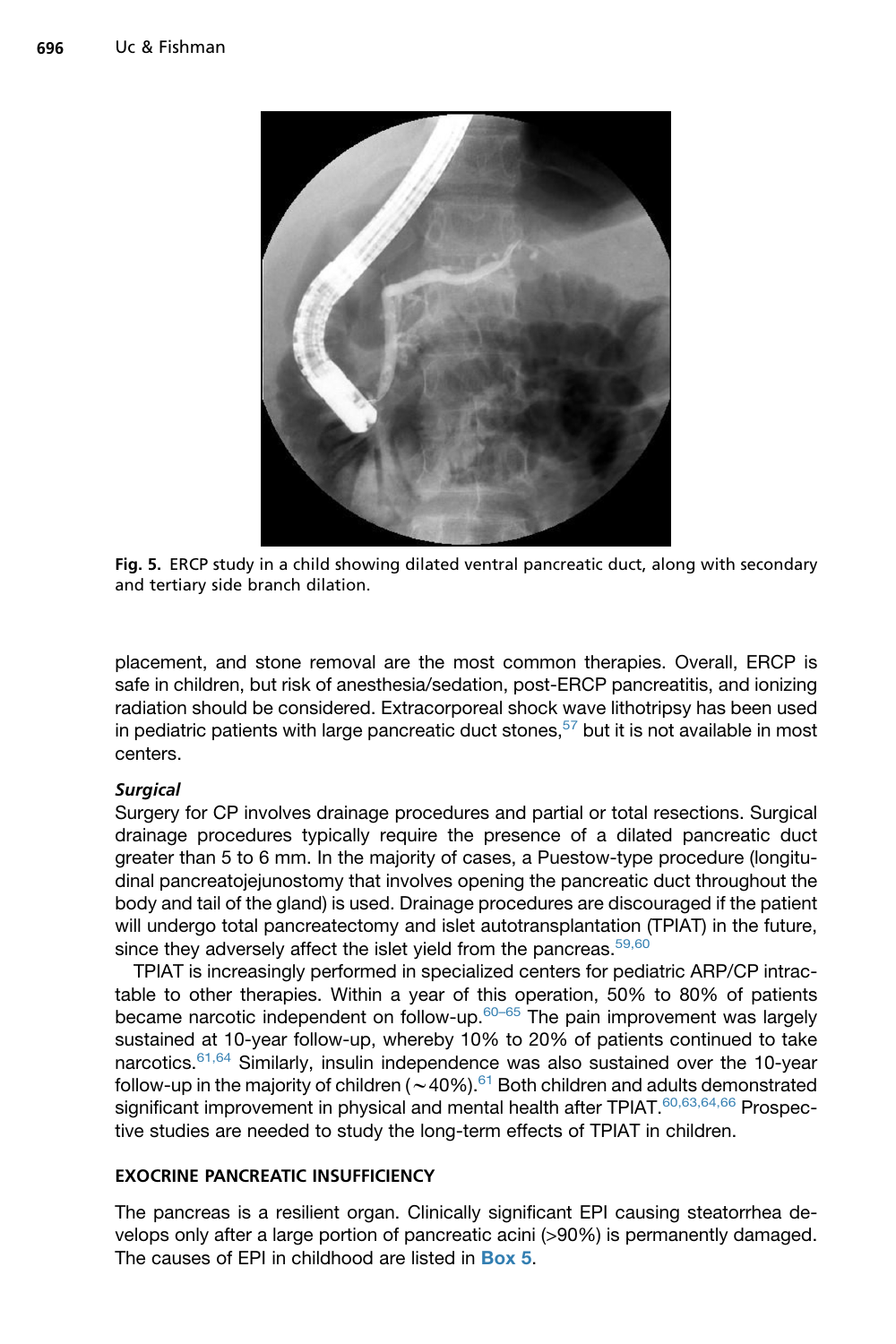Fig. 5. ERCP study in a child showing dilated ventral pancreatic duct, along with secondary and tertiary side branch dilation.

placement, and stone removal are the most common therapies. Overall, ERCP is safe in children, but risk of anesthesia/sedation, post-ERCP pancreatitis, and ionizing radiation should be considered. Extracorporeal shock wave lithotripsy has been used in pediatric patients with large pancreatic duct stones,[57] but it is not available in most centers.

***Surgical***

Surgery for CP involves drainage procedures and partial or total resections. Surgical drainage procedures typically require the presence of a dilated pancreatic duct greater than 5 to 6 mm. In the majority of cases, a Puestow-type procedure (longitudinal pancreatojejunostomy that involves opening the pancreatic duct throughout the body and tail of the gland) is used. Drainage procedures are discouraged if the patient will undergo total pancreatectomy and islet autotransplantation (TPIAT) in the future, since they adversely affect the islet yield from the pancreas.[59,60]

TPIAT is increasingly performed in specialized centers for pediatric ARP/CP intractable to other therapies. Within a year of this operation, 50% to 80% of patients became narcotic independent on follow-up.[60–65] The pain improvement was largely sustained at 10-year follow-up, whereby 10% to 20% of patients continued to take narcotics.[61,64] Similarly, insulin independence was also sustained over the 10-year follow-up in the majority of children (~40%).[61] Both children and adults demonstrated significant improvement in physical and mental health after TPIAT.[60,63,64,66] Prospective studies are needed to study the long-term effects of TPIAT in children.

## EXOCRINE PANCREATIC INSUFFICIENCY

The pancreas is a resilient organ. Clinically significant EPI causing steatorrhea develops only after a large portion of pancreatic acini (>90%) is permanently damaged. The causes of EPI in childhood are listed in **Box 5**.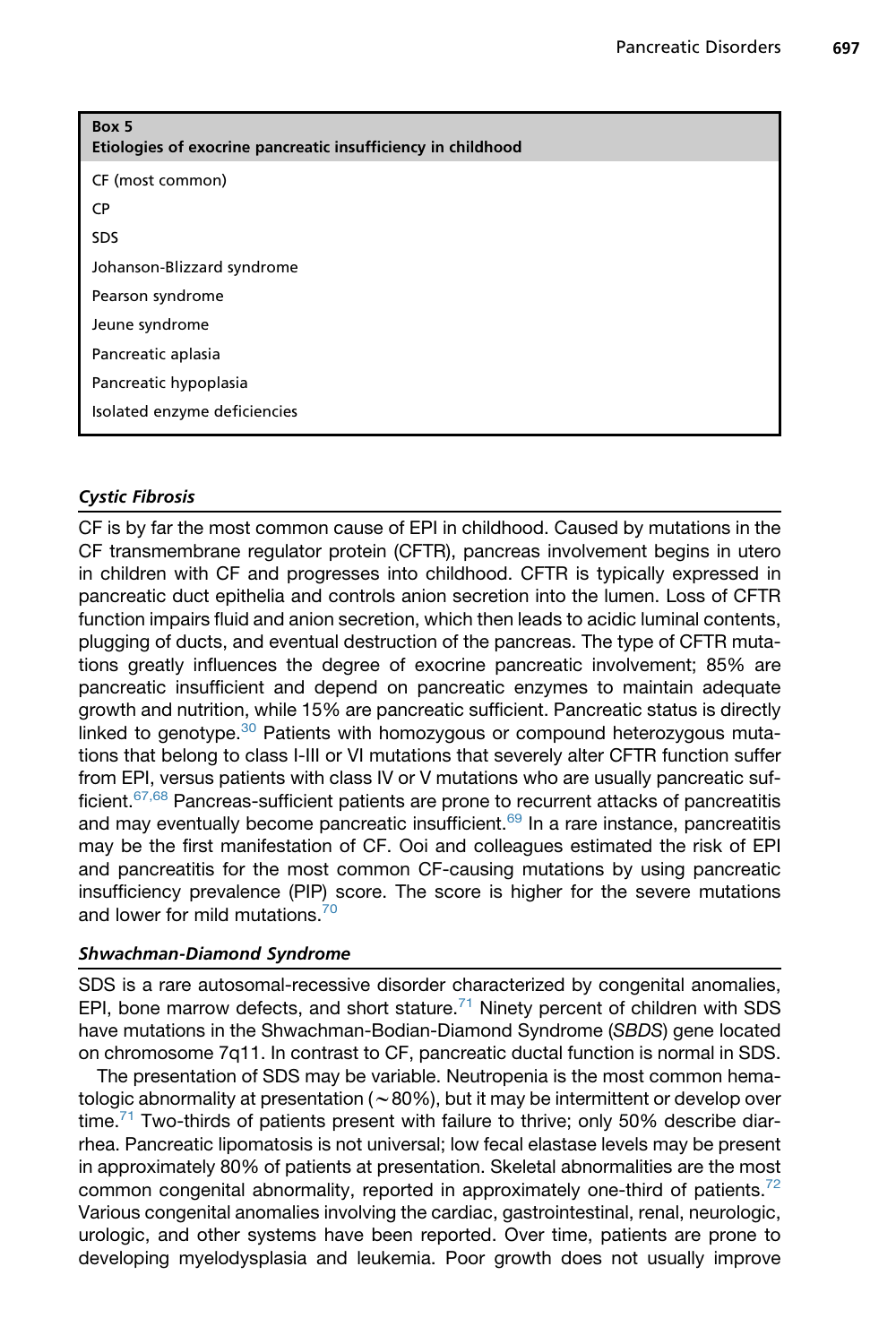**Box 5**
**Etiologies of exocrine pancreatic insufficiency in childhood**

CF (most common)

CP

SDS

Johanson-Blizzard syndrome

Pearson syndrome

Jeune syndrome

Pancreatic aplasia

Pancreatic hypoplasia

Isolated enzyme deficiencies

### *Cystic Fibrosis*

CF is by far the most common cause of EPI in childhood. Caused by mutations in the CF transmembrane regulator protein (CFTR), pancreas involvement begins in utero in children with CF and progresses into childhood. CFTR is typically expressed in pancreatic duct epithelia and controls anion secretion into the lumen. Loss of CFTR function impairs fluid and anion secretion, which then leads to acidic luminal contents, plugging of ducts, and eventual destruction of the pancreas. The type of CFTR mutations greatly influences the degree of exocrine pancreatic involvement; 85% are pancreatic insufficient and depend on pancreatic enzymes to maintain adequate growth and nutrition, while 15% are pancreatic sufficient. Pancreatic status is directly linked to genotype.[30] Patients with homozygous or compound heterozygous mutations that belong to class I-III or VI mutations that severely alter CFTR function suffer from EPI, versus patients with class IV or V mutations who are usually pancreatic sufficient.[67,68] Pancreas-sufficient patients are prone to recurrent attacks of pancreatitis and may eventually become pancreatic insufficient.[69] In a rare instance, pancreatitis may be the first manifestation of CF. Ooi and colleagues estimated the risk of EPI and pancreatitis for the most common CF-causing mutations by using pancreatic insufficiency prevalence (PIP) score. The score is higher for the severe mutations and lower for mild mutations.[70]

### *Shwachman-Diamond Syndrome*

SDS is a rare autosomal-recessive disorder characterized by congenital anomalies, EPI, bone marrow defects, and short stature.[71] Ninety percent of children with SDS have mutations in the Shwachman-Bodian-Diamond Syndrome (*SBDS*) gene located on chromosome 7q11. In contrast to CF, pancreatic ductal function is normal in SDS.

The presentation of SDS may be variable. Neutropenia is the most common hematologic abnormality at presentation (~80%), but it may be intermittent or develop over time.[71] Two-thirds of patients present with failure to thrive; only 50% describe diarrhea. Pancreatic lipomatosis is not universal; low fecal elastase levels may be present in approximately 80% of patients at presentation. Skeletal abnormalities are the most common congenital abnormality, reported in approximately one-third of patients.[72] Various congenital anomalies involving the cardiac, gastrointestinal, renal, neurologic, urologic, and other systems have been reported. Over time, patients are prone to developing myelodysplasia and leukemia. Poor growth does not usually improve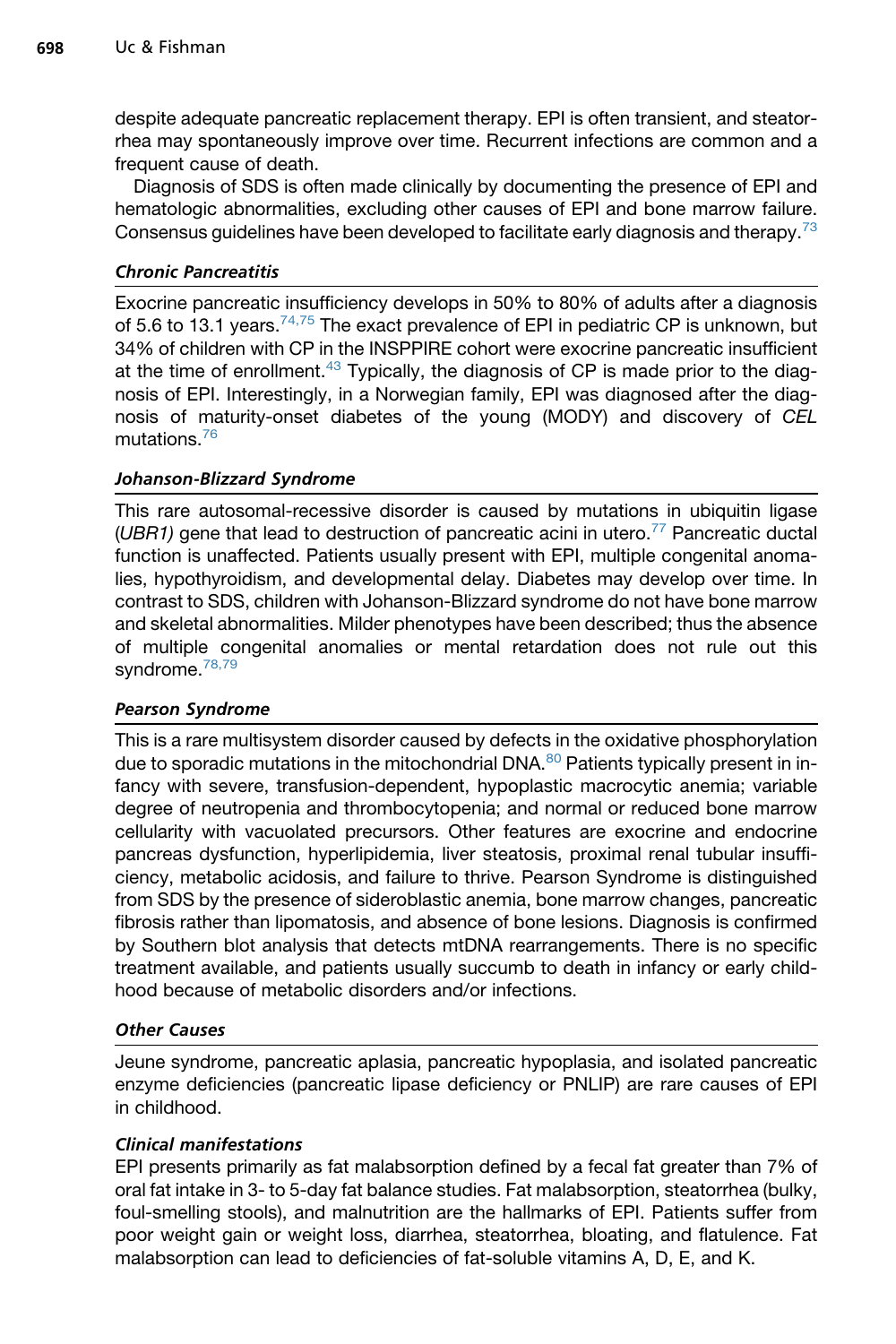despite adequate pancreatic replacement therapy. EPI is often transient, and steatorrhea may spontaneously improve over time. Recurrent infections are common and a frequent cause of death.

Diagnosis of SDS is often made clinically by documenting the presence of EPI and hematologic abnormalities, excluding other causes of EPI and bone marrow failure. Consensus guidelines have been developed to facilitate early diagnosis and therapy.[73]

### *Chronic Pancreatitis*

Exocrine pancreatic insufficiency develops in 50% to 80% of adults after a diagnosis of 5.6 to 13.1 years.[74,75] The exact prevalence of EPI in pediatric CP is unknown, but 34% of children with CP in the INSPPIRE cohort were exocrine pancreatic insufficient at the time of enrollment.[43] Typically, the diagnosis of CP is made prior to the diagnosis of EPI. Interestingly, in a Norwegian family, EPI was diagnosed after the diagnosis of maturity-onset diabetes of the young (MODY) and discovery of *CEL* mutations.[76]

### *Johanson-Blizzard Syndrome*

This rare autosomal-recessive disorder is caused by mutations in ubiquitin ligase (*UBR1)* gene that lead to destruction of pancreatic acini in utero.[77] Pancreatic ductal function is unaffected. Patients usually present with EPI, multiple congenital anomalies, hypothyroidism, and developmental delay. Diabetes may develop over time. In contrast to SDS, children with Johanson-Blizzard syndrome do not have bone marrow and skeletal abnormalities. Milder phenotypes have been described; thus the absence of multiple congenital anomalies or mental retardation does not rule out this syndrome.[78,79]

### *Pearson Syndrome*

This is a rare multisystem disorder caused by defects in the oxidative phosphorylation due to sporadic mutations in the mitochondrial DNA.[80] Patients typically present in infancy with severe, transfusion-dependent, hypoplastic macrocytic anemia; variable degree of neutropenia and thrombocytopenia; and normal or reduced bone marrow cellularity with vacuolated precursors. Other features are exocrine and endocrine pancreas dysfunction, hyperlipidemia, liver steatosis, proximal renal tubular insufficiency, metabolic acidosis, and failure to thrive. Pearson Syndrome is distinguished from SDS by the presence of sideroblastic anemia, bone marrow changes, pancreatic fibrosis rather than lipomatosis, and absence of bone lesions. Diagnosis is confirmed by Southern blot analysis that detects mtDNA rearrangements. There is no specific treatment available, and patients usually succumb to death in infancy or early childhood because of metabolic disorders and/or infections.

### *Other Causes*

Jeune syndrome, pancreatic aplasia, pancreatic hypoplasia, and isolated pancreatic enzyme deficiencies (pancreatic lipase deficiency or PNLIP) are rare causes of EPI in childhood.

### *Clinical manifestations*

EPI presents primarily as fat malabsorption defined by a fecal fat greater than 7% of oral fat intake in 3- to 5-day fat balance studies. Fat malabsorption, steatorrhea (bulky, foul-smelling stools), and malnutrition are the hallmarks of EPI. Patients suffer from poor weight gain or weight loss, diarrhea, steatorrhea, bloating, and flatulence. Fat malabsorption can lead to deficiencies of fat-soluble vitamins A, D, E, and K.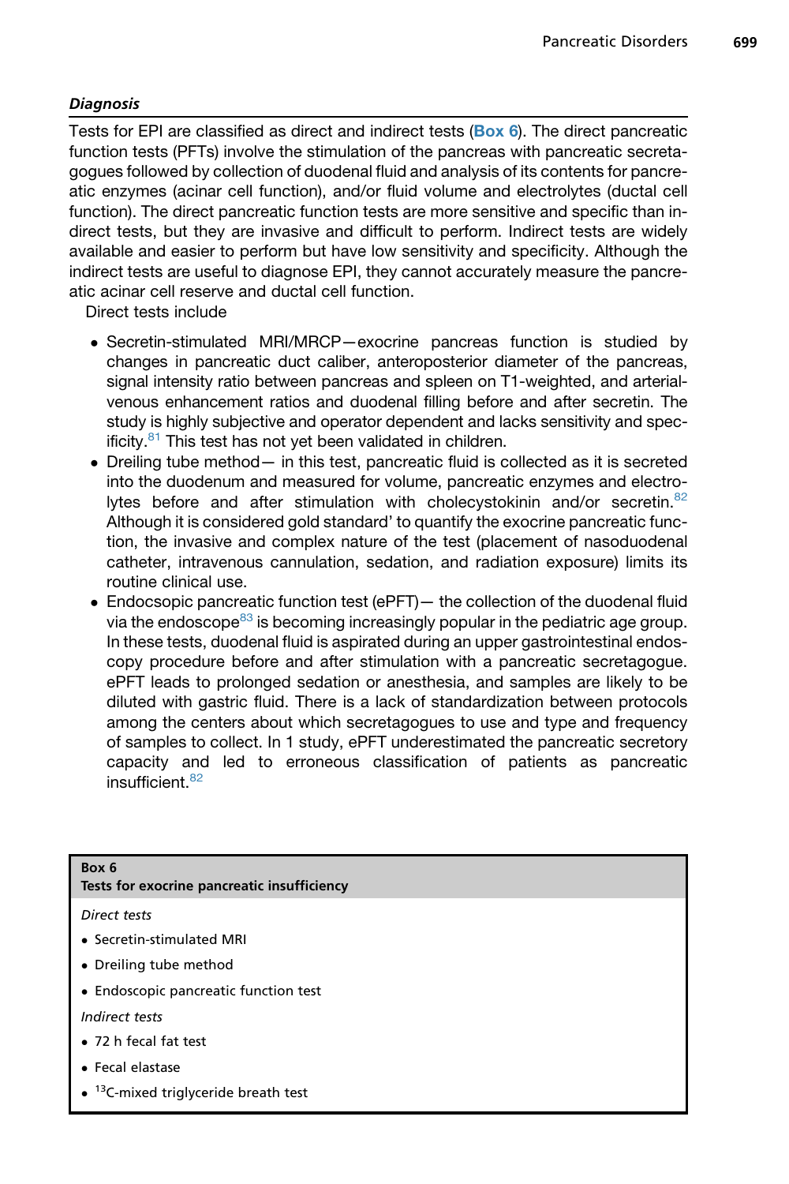### *Diagnosis*

Tests for EPI are classified as direct and indirect tests (**Box 6**). The direct pancreatic function tests (PFTs) involve the stimulation of the pancreas with pancreatic secretagogues followed by collection of duodenal fluid and analysis of its contents for pancreatic enzymes (acinar cell function), and/or fluid volume and electrolytes (ductal cell function). The direct pancreatic function tests are more sensitive and specific than indirect tests, but they are invasive and difficult to perform. Indirect tests are widely available and easier to perform but have low sensitivity and specificity. Although the indirect tests are useful to diagnose EPI, they cannot accurately measure the pancreatic acinar cell reserve and ductal cell function.

Direct tests include

- Secretin-stimulated MRI/MRCP—exocrine pancreas function is studied by changes in pancreatic duct caliber, anteroposterior diameter of the pancreas, signal intensity ratio between pancreas and spleen on T1-weighted, and arterial-venous enhancement ratios and duodenal filling before and after secretin. The study is highly subjective and operator dependent and lacks sensitivity and specificity.[81] This test has not yet been validated in children.
- Dreiling tube method— in this test, pancreatic fluid is collected as it is secreted into the duodenum and measured for volume, pancreatic enzymes and electrolytes before and after stimulation with cholecystokinin and/or secretin.[82] Although it is considered gold standard' to quantify the exocrine pancreatic function, the invasive and complex nature of the test (placement of nasoduodenal catheter, intravenous cannulation, sedation, and radiation exposure) limits its routine clinical use.
- Endocsopic pancreatic function test (ePFT)— the collection of the duodenal fluid via the endoscope[83] is becoming increasingly popular in the pediatric age group. In these tests, duodenal fluid is aspirated during an upper gastrointestinal endoscopy procedure before and after stimulation with a pancreatic secretagogue. ePFT leads to prolonged sedation or anesthesia, and samples are likely to be diluted with gastric fluid. There is a lack of standardization between protocols among the centers about which secretagogues to use and type and frequency of samples to collect. In 1 study, ePFT underestimated the pancreatic secretory capacity and led to erroneous classification of patients as pancreatic insufficient.[82]

**Box 6**
**Tests for exocrine pancreatic insufficiency**

*Direct tests*

- Secretin-stimulated MRI
- Dreiling tube method
- Endoscopic pancreatic function test

*Indirect tests*

- 72 h fecal fat test
- Fecal elastase
- $^{13}$C-mixed triglyceride breath test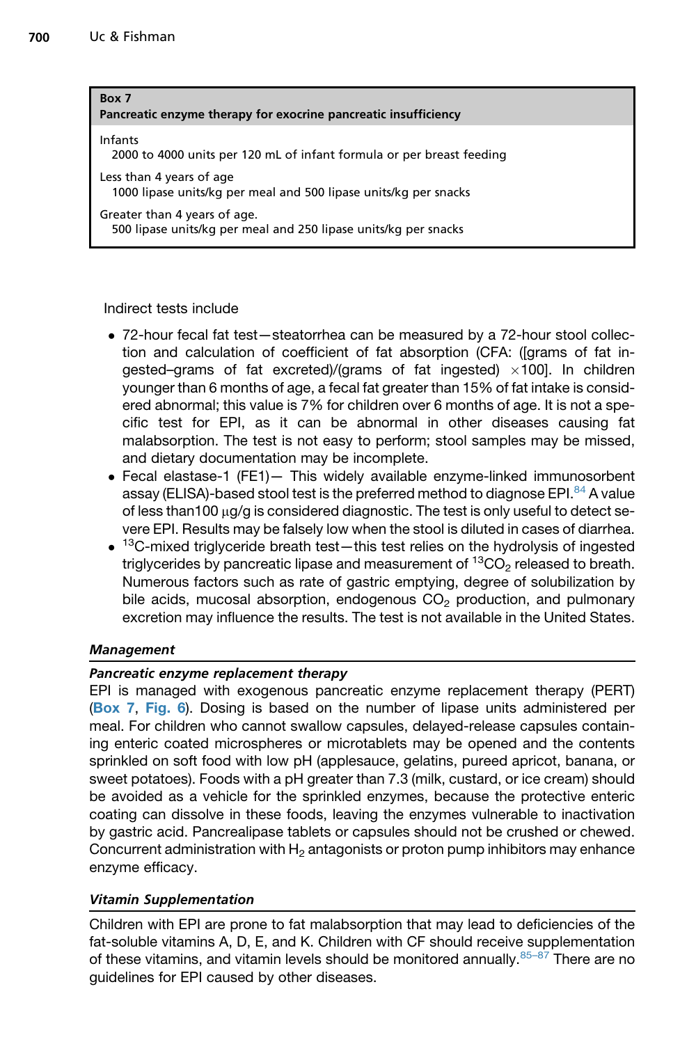**Box 7**
**Pancreatic enzyme therapy for exocrine pancreatic insufficiency**

Infants
2000 to 4000 units per 120 mL of infant formula or per breast feeding

Less than 4 years of age
1000 lipase units/kg per meal and 500 lipase units/kg per snacks

Greater than 4 years of age.
500 lipase units/kg per meal and 250 lipase units/kg per snacks

Indirect tests include

- 72-hour fecal fat test—steatorrhea can be measured by a 72-hour stool collection and calculation of coefficient of fat absorption (CFA: ([grams of fat ingested–grams of fat excreted)/(grams of fat ingested) ×100]. In children younger than 6 months of age, a fecal fat greater than 15% of fat intake is considered abnormal; this value is 7% for children over 6 months of age. It is not a specific test for EPI, as it can be abnormal in other diseases causing fat malabsorption. The test is not easy to perform; stool samples may be missed, and dietary documentation may be incomplete.
- Fecal elastase-1 (FE1)— This widely available enzyme-linked immunosorbent assay (ELISA)-based stool test is the preferred method to diagnose EPI.[84] A value of less than100 μg/g is considered diagnostic. The test is only useful to detect severe EPI. Results may be falsely low when the stool is diluted in cases of diarrhea.
- $^{13}C$-mixed triglyceride breath test—this test relies on the hydrolysis of ingested triglycerides by pancreatic lipase and measurement of $^{13}CO_2$ released to breath. Numerous factors such as rate of gastric emptying, degree of solubilization by bile acids, mucosal absorption, endogenous $CO_2$ production, and pulmonary excretion may influence the results. The test is not available in the United States.

### *Management*

#### *Pancreatic enzyme replacement therapy*

EPI is managed with exogenous pancreatic enzyme replacement therapy (PERT) (**Box 7**, **Fig. 6**). Dosing is based on the number of lipase units administered per meal. For children who cannot swallow capsules, delayed-release capsules containing enteric coated microspheres or microtablets may be opened and the contents sprinkled on soft food with low pH (applesauce, gelatins, pureed apricot, banana, or sweet potatoes). Foods with a pH greater than 7.3 (milk, custard, or ice cream) should be avoided as a vehicle for the sprinkled enzymes, because the protective enteric coating can dissolve in these foods, leaving the enzymes vulnerable to inactivation by gastric acid. Pancrealipase tablets or capsules should not be crushed or chewed. Concurrent administration with $H_2$ antagonists or proton pump inhibitors may enhance enzyme efficacy.

### *Vitamin Supplementation*

Children with EPI are prone to fat malabsorption that may lead to deficiencies of the fat-soluble vitamins A, D, E, and K. Children with CF should receive supplementation of these vitamins, and vitamin levels should be monitored annually.[85–87] There are no guidelines for EPI caused by other diseases.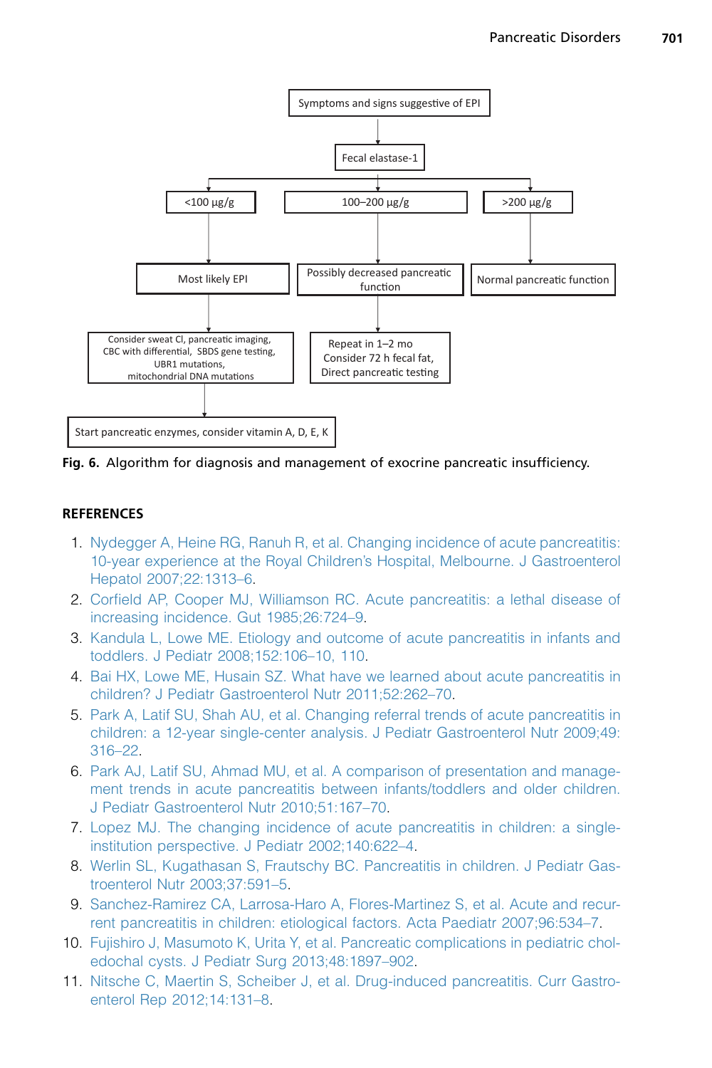Symptoms and signs suggestive of EPI

Fecal elastase-1

- <100 μg/g → Most likely EPI → Consider sweat Cl, pancreatic imaging, CBC with differential, SBDS gene testing, UBR1 mutations, mitochondrial DNA mutations → Start pancreatic enzymes, consider vitamin A, D, E, K
- 100–200 μg/g → Possibly decreased pancreatic function → Repeat in 1–2 mo Consider 72 h fecal fat, Direct pancreatic testing
- >200 μg/g → Normal pancreatic function

**Fig. 6.** Algorithm for diagnosis and management of exocrine pancreatic insufficiency.

## REFERENCES

1. Nydegger A, Heine RG, Ranuh R, et al. Changing incidence of acute pancreatitis: 10-year experience at the Royal Children's Hospital, Melbourne. J Gastroenterol Hepatol 2007;22:1313–6.
2. Corfield AP, Cooper MJ, Williamson RC. Acute pancreatitis: a lethal disease of increasing incidence. Gut 1985;26:724–9.
3. Kandula L, Lowe ME. Etiology and outcome of acute pancreatitis in infants and toddlers. J Pediatr 2008;152:106–10, 110.
4. Bai HX, Lowe ME, Husain SZ. What have we learned about acute pancreatitis in children? J Pediatr Gastroenterol Nutr 2011;52:262–70.
5. Park A, Latif SU, Shah AU, et al. Changing referral trends of acute pancreatitis in children: a 12-year single-center analysis. J Pediatr Gastroenterol Nutr 2009;49: 316–22.
6. Park AJ, Latif SU, Ahmad MU, et al. A comparison of presentation and management trends in acute pancreatitis between infants/toddlers and older children. J Pediatr Gastroenterol Nutr 2010;51:167–70.
7. Lopez MJ. The changing incidence of acute pancreatitis in children: a single-institution perspective. J Pediatr 2002;140:622–4.
8. Werlin SL, Kugathasan S, Frautschy BC. Pancreatitis in children. J Pediatr Gastroenterol Nutr 2003;37:591–5.
9. Sanchez-Ramirez CA, Larrosa-Haro A, Flores-Martinez S, et al. Acute and recurrent pancreatitis in children: etiological factors. Acta Paediatr 2007;96:534–7.
10. Fujishiro J, Masumoto K, Urita Y, et al. Pancreatic complications in pediatric choledochal cysts. J Pediatr Surg 2013;48:1897–902.
11. Nitsche C, Maertin S, Scheiber J, et al. Drug-induced pancreatitis. Curr Gastroenterol Rep 2012;14:131–8.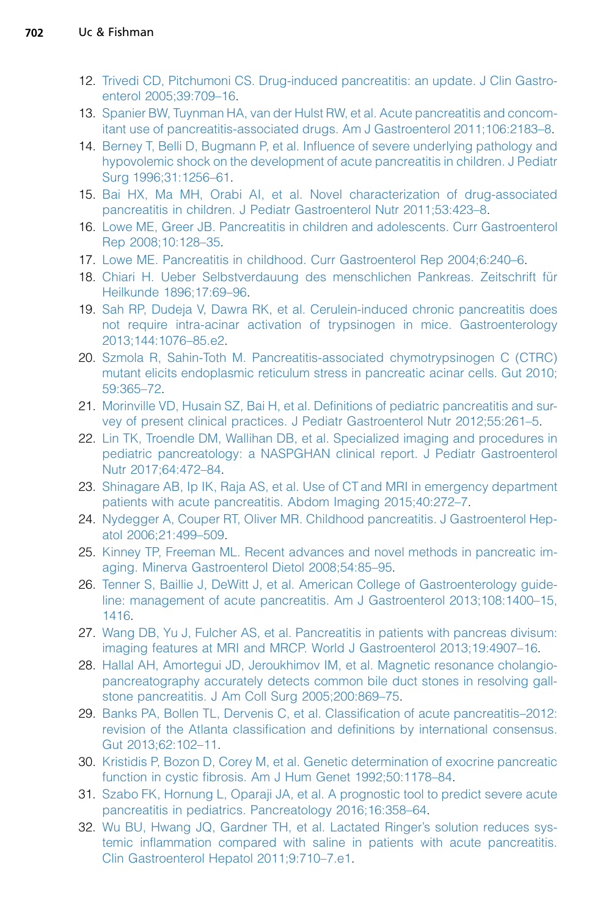12. Trivedi CD, Pitchumoni CS. Drug-induced pancreatitis: an update. J Clin Gastroenterol 2005;39:709–16.
13. Spanier BW, Tuynman HA, van der Hulst RW, et al. Acute pancreatitis and concomitant use of pancreatitis-associated drugs. Am J Gastroenterol 2011;106:2183–8.
14. Berney T, Belli D, Bugmann P, et al. Influence of severe underlying pathology and hypovolemic shock on the development of acute pancreatitis in children. J Pediatr Surg 1996;31:1256–61.
15. Bai HX, Ma MH, Orabi AI, et al. Novel characterization of drug-associated pancreatitis in children. J Pediatr Gastroenterol Nutr 2011;53:423–8.
16. Lowe ME, Greer JB. Pancreatitis in children and adolescents. Curr Gastroenterol Rep 2008;10:128–35.
17. Lowe ME. Pancreatitis in childhood. Curr Gastroenterol Rep 2004;6:240–6.
18. Chiari H. Ueber Selbstverdauung des menschlichen Pankreas. Zeitschrift für Heilkunde 1896;17:69–96.
19. Sah RP, Dudeja V, Dawra RK, et al. Cerulein-induced chronic pancreatitis does not require intra-acinar activation of trypsinogen in mice. Gastroenterology 2013;144:1076–85.e2.
20. Szmola R, Sahin-Toth M. Pancreatitis-associated chymotrypsinogen C (CTRC) mutant elicits endoplasmic reticulum stress in pancreatic acinar cells. Gut 2010;59:365–72.
21. Morinville VD, Husain SZ, Bai H, et al. Definitions of pediatric pancreatitis and survey of present clinical practices. J Pediatr Gastroenterol Nutr 2012;55:261–5.
22. Lin TK, Troendle DM, Wallihan DB, et al. Specialized imaging and procedures in pediatric pancreatology: a NASPGHAN clinical report. J Pediatr Gastroenterol Nutr 2017;64:472–84.
23. Shinagare AB, Ip IK, Raja AS, et al. Use of CT and MRI in emergency department patients with acute pancreatitis. Abdom Imaging 2015;40:272–7.
24. Nydegger A, Couper RT, Oliver MR. Childhood pancreatitis. J Gastroenterol Hepatol 2006;21:499–509.
25. Kinney TP, Freeman ML. Recent advances and novel methods in pancreatic imaging. Minerva Gastroenterol Dietol 2008;54:85–95.
26. Tenner S, Baillie J, DeWitt J, et al. American College of Gastroenterology guideline: management of acute pancreatitis. Am J Gastroenterol 2013;108:1400–15, 1416.
27. Wang DB, Yu J, Fulcher AS, et al. Pancreatitis in patients with pancreas divisum: imaging features at MRI and MRCP. World J Gastroenterol 2013;19:4907–16.
28. Hallal AH, Amortegui JD, Jeroukhimov IM, et al. Magnetic resonance cholangiopancreatography accurately detects common bile duct stones in resolving gallstone pancreatitis. J Am Coll Surg 2005;200:869–75.
29. Banks PA, Bollen TL, Dervenis C, et al. Classification of acute pancreatitis–2012: revision of the Atlanta classification and definitions by international consensus. Gut 2013;62:102–11.
30. Kristidis P, Bozon D, Corey M, et al. Genetic determination of exocrine pancreatic function in cystic fibrosis. Am J Hum Genet 1992;50:1178–84.
31. Szabo FK, Hornung L, Oparaji JA, et al. A prognostic tool to predict severe acute pancreatitis in pediatrics. Pancreatology 2016;16:358–64.
32. Wu BU, Hwang JQ, Gardner TH, et al. Lactated Ringer's solution reduces systemic inflammation compared with saline in patients with acute pancreatitis. Clin Gastroenterol Hepatol 2011;9:710–7.e1.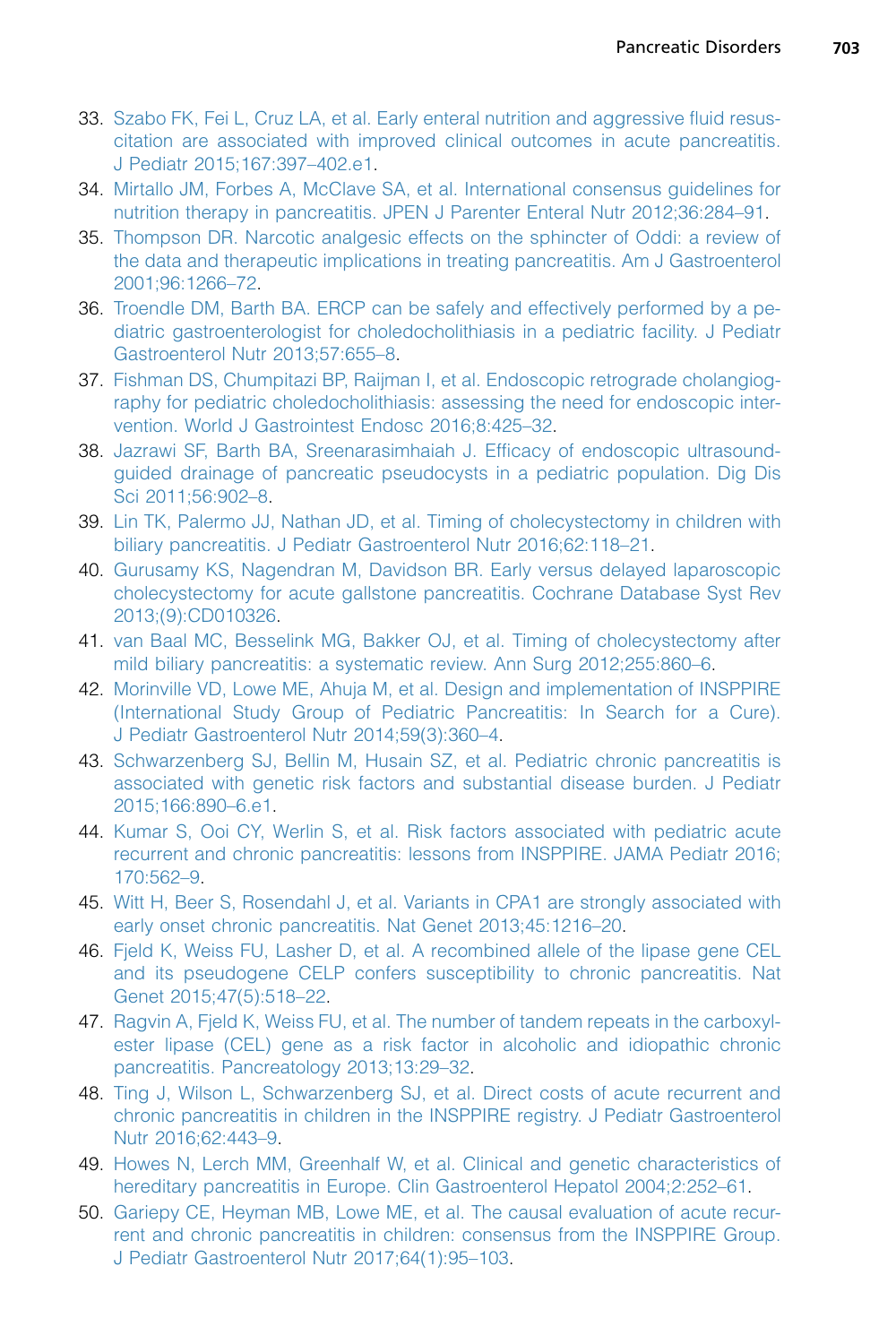33. Szabo FK, Fei L, Cruz LA, et al. Early enteral nutrition and aggressive fluid resuscitation are associated with improved clinical outcomes in acute pancreatitis. J Pediatr 2015;167:397–402.e1.
34. Mirtallo JM, Forbes A, McClave SA, et al. International consensus guidelines for nutrition therapy in pancreatitis. JPEN J Parenter Enteral Nutr 2012;36:284–91.
35. Thompson DR. Narcotic analgesic effects on the sphincter of Oddi: a review of the data and therapeutic implications in treating pancreatitis. Am J Gastroenterol 2001;96:1266–72.
36. Troendle DM, Barth BA. ERCP can be safely and effectively performed by a pediatric gastroenterologist for choledocholithiasis in a pediatric facility. J Pediatr Gastroenterol Nutr 2013;57:655–8.
37. Fishman DS, Chumpitazi BP, Raijman I, et al. Endoscopic retrograde cholangiography for pediatric choledocholithiasis: assessing the need for endoscopic intervention. World J Gastrointest Endosc 2016;8:425–32.
38. Jazrawi SF, Barth BA, Sreenarasimhaiah J. Efficacy of endoscopic ultrasound-guided drainage of pancreatic pseudocysts in a pediatric population. Dig Dis Sci 2011;56:902–8.
39. Lin TK, Palermo JJ, Nathan JD, et al. Timing of cholecystectomy in children with biliary pancreatitis. J Pediatr Gastroenterol Nutr 2016;62:118–21.
40. Gurusamy KS, Nagendran M, Davidson BR. Early versus delayed laparoscopic cholecystectomy for acute gallstone pancreatitis. Cochrane Database Syst Rev 2013;(9):CD010326.
41. van Baal MC, Besselink MG, Bakker OJ, et al. Timing of cholecystectomy after mild biliary pancreatitis: a systematic review. Ann Surg 2012;255:860–6.
42. Morinville VD, Lowe ME, Ahuja M, et al. Design and implementation of INSPPIRE (International Study Group of Pediatric Pancreatitis: In Search for a Cure). J Pediatr Gastroenterol Nutr 2014;59(3):360–4.
43. Schwarzenberg SJ, Bellin M, Husain SZ, et al. Pediatric chronic pancreatitis is associated with genetic risk factors and substantial disease burden. J Pediatr 2015;166:890–6.e1.
44. Kumar S, Ooi CY, Werlin S, et al. Risk factors associated with pediatric acute recurrent and chronic pancreatitis: lessons from INSPPIRE. JAMA Pediatr 2016;170:562–9.
45. Witt H, Beer S, Rosendahl J, et al. Variants in CPA1 are strongly associated with early onset chronic pancreatitis. Nat Genet 2013;45:1216–20.
46. Fjeld K, Weiss FU, Lasher D, et al. A recombined allele of the lipase gene CEL and its pseudogene CELP confers susceptibility to chronic pancreatitis. Nat Genet 2015;47(5):518–22.
47. Ragvin A, Fjeld K, Weiss FU, et al. The number of tandem repeats in the carboxyl-ester lipase (CEL) gene as a risk factor in alcoholic and idiopathic chronic pancreatitis. Pancreatology 2013;13:29–32.
48. Ting J, Wilson L, Schwarzenberg SJ, et al. Direct costs of acute recurrent and chronic pancreatitis in children in the INSPPIRE registry. J Pediatr Gastroenterol Nutr 2016;62:443–9.
49. Howes N, Lerch MM, Greenhalf W, et al. Clinical and genetic characteristics of hereditary pancreatitis in Europe. Clin Gastroenterol Hepatol 2004;2:252–61.
50. Gariepy CE, Heyman MB, Lowe ME, et al. The causal evaluation of acute recurrent and chronic pancreatitis in children: consensus from the INSPPIRE Group. J Pediatr Gastroenterol Nutr 2017;64(1):95–103.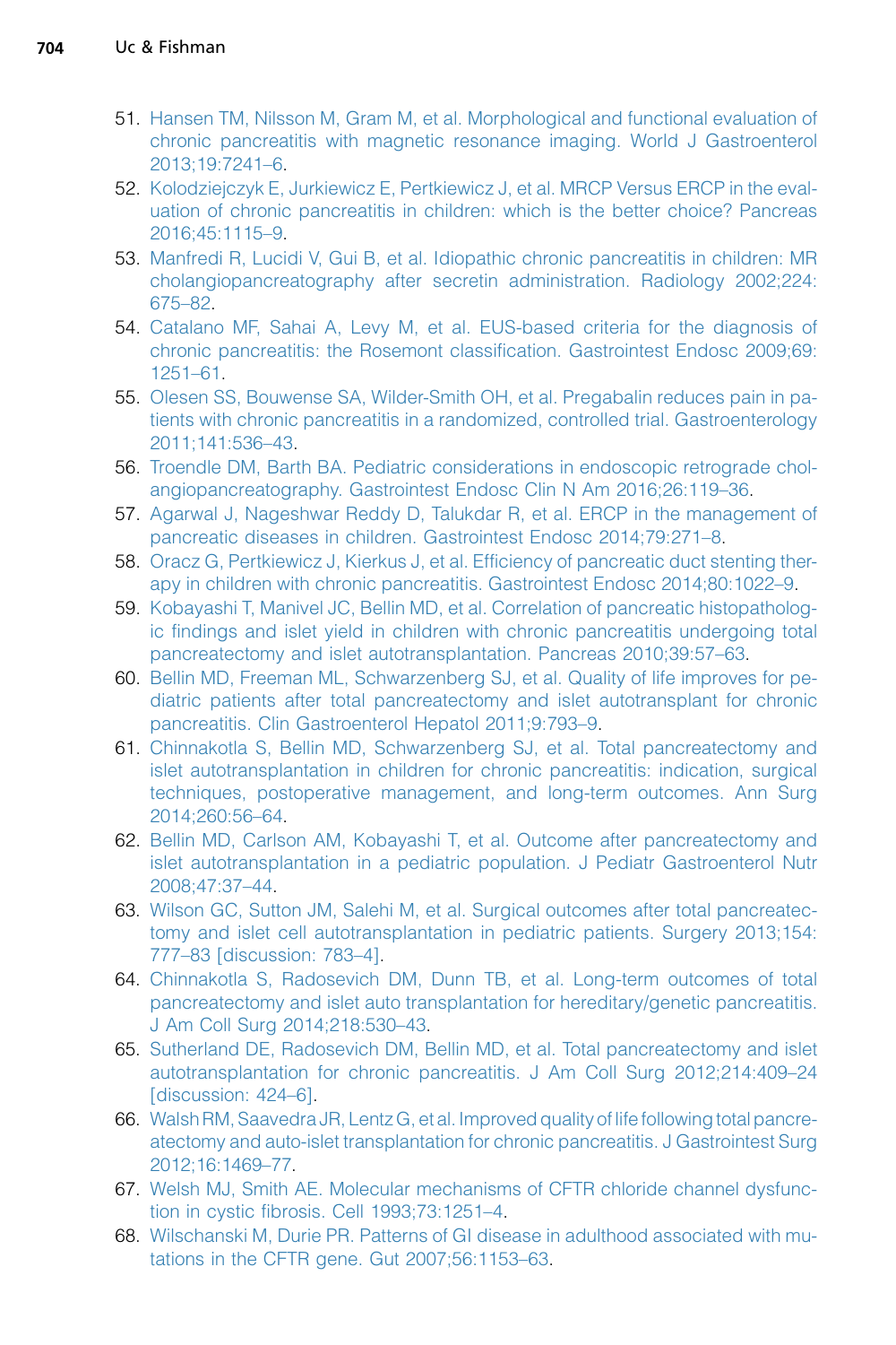51. Hansen TM, Nilsson M, Gram M, et al. Morphological and functional evaluation of chronic pancreatitis with magnetic resonance imaging. World J Gastroenterol 2013;19:7241–6.
52. Kolodziejczyk E, Jurkiewicz E, Pertkiewicz J, et al. MRCP Versus ERCP in the evaluation of chronic pancreatitis in children: which is the better choice? Pancreas 2016;45:1115–9.
53. Manfredi R, Lucidi V, Gui B, et al. Idiopathic chronic pancreatitis in children: MR cholangiopancreatography after secretin administration. Radiology 2002;224: 675–82.
54. Catalano MF, Sahai A, Levy M, et al. EUS-based criteria for the diagnosis of chronic pancreatitis: the Rosemont classification. Gastrointest Endosc 2009;69: 1251–61.
55. Olesen SS, Bouwense SA, Wilder-Smith OH, et al. Pregabalin reduces pain in patients with chronic pancreatitis in a randomized, controlled trial. Gastroenterology 2011;141:536–43.
56. Troendle DM, Barth BA. Pediatric considerations in endoscopic retrograde cholangiopancreatography. Gastrointest Endosc Clin N Am 2016;26:119–36.
57. Agarwal J, Nageshwar Reddy D, Talukdar R, et al. ERCP in the management of pancreatic diseases in children. Gastrointest Endosc 2014;79:271–8.
58. Oracz G, Pertkiewicz J, Kierkus J, et al. Efficiency of pancreatic duct stenting therapy in children with chronic pancreatitis. Gastrointest Endosc 2014;80:1022–9.
59. Kobayashi T, Manivel JC, Bellin MD, et al. Correlation of pancreatic histopathologic findings and islet yield in children with chronic pancreatitis undergoing total pancreatectomy and islet autotransplantation. Pancreas 2010;39:57–63.
60. Bellin MD, Freeman ML, Schwarzenberg SJ, et al. Quality of life improves for pediatric patients after total pancreatectomy and islet autotransplant for chronic pancreatitis. Clin Gastroenterol Hepatol 2011;9:793–9.
61. Chinnakotla S, Bellin MD, Schwarzenberg SJ, et al. Total pancreatectomy and islet autotransplantation in children for chronic pancreatitis: indication, surgical techniques, postoperative management, and long-term outcomes. Ann Surg 2014;260:56–64.
62. Bellin MD, Carlson AM, Kobayashi T, et al. Outcome after pancreatectomy and islet autotransplantation in a pediatric population. J Pediatr Gastroenterol Nutr 2008;47:37–44.
63. Wilson GC, Sutton JM, Salehi M, et al. Surgical outcomes after total pancreatectomy and islet cell autotransplantation in pediatric patients. Surgery 2013;154: 777–83 [discussion: 783–4].
64. Chinnakotla S, Radosevich DM, Dunn TB, et al. Long-term outcomes of total pancreatectomy and islet auto transplantation for hereditary/genetic pancreatitis. J Am Coll Surg 2014;218:530–43.
65. Sutherland DE, Radosevich DM, Bellin MD, et al. Total pancreatectomy and islet autotransplantation for chronic pancreatitis. J Am Coll Surg 2012;214:409–24 [discussion: 424–6].
66. Walsh RM, Saavedra JR, Lentz G, et al. Improved quality of life following total pancreatectomy and auto-islet transplantation for chronic pancreatitis. J Gastrointest Surg 2012;16:1469–77.
67. Welsh MJ, Smith AE. Molecular mechanisms of CFTR chloride channel dysfunction in cystic fibrosis. Cell 1993;73:1251–4.
68. Wilschanski M, Durie PR. Patterns of GI disease in adulthood associated with mutations in the CFTR gene. Gut 2007;56:1153–63.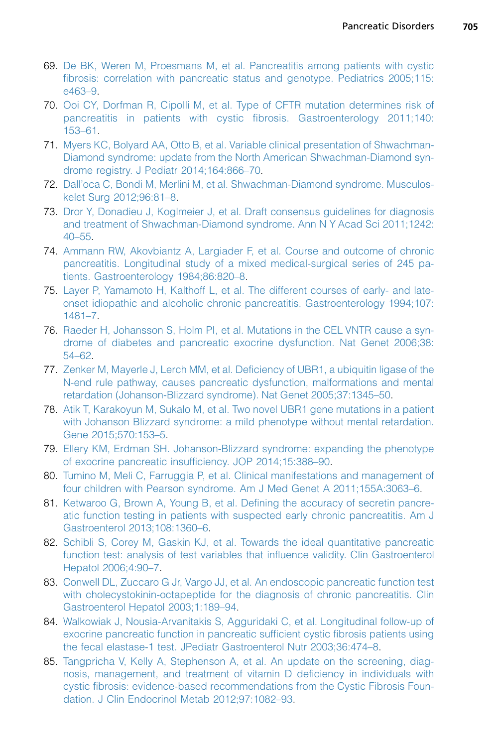69. De BK, Weren M, Proesmans M, et al. Pancreatitis among patients with cystic fibrosis: correlation with pancreatic status and genotype. Pediatrics 2005;115: e463–9.
70. Ooi CY, Dorfman R, Cipolli M, et al. Type of CFTR mutation determines risk of pancreatitis in patients with cystic fibrosis. Gastroenterology 2011;140: 153–61.
71. Myers KC, Bolyard AA, Otto B, et al. Variable clinical presentation of Shwachman-Diamond syndrome: update from the North American Shwachman-Diamond syndrome registry. J Pediatr 2014;164:866–70.
72. Dall'oca C, Bondi M, Merlini M, et al. Shwachman-Diamond syndrome. Musculoskelet Surg 2012;96:81–8.
73. Dror Y, Donadieu J, Koglmeier J, et al. Draft consensus guidelines for diagnosis and treatment of Shwachman-Diamond syndrome. Ann N Y Acad Sci 2011;1242: 40–55.
74. Ammann RW, Akovbiantz A, Largiader F, et al. Course and outcome of chronic pancreatitis. Longitudinal study of a mixed medical-surgical series of 245 patients. Gastroenterology 1984;86:820–8.
75. Layer P, Yamamoto H, Kalthoff L, et al. The different courses of early- and late-onset idiopathic and alcoholic chronic pancreatitis. Gastroenterology 1994;107: 1481–7.
76. Raeder H, Johansson S, Holm PI, et al. Mutations in the CEL VNTR cause a syndrome of diabetes and pancreatic exocrine dysfunction. Nat Genet 2006;38: 54–62.
77. Zenker M, Mayerle J, Lerch MM, et al. Deficiency of UBR1, a ubiquitin ligase of the N-end rule pathway, causes pancreatic dysfunction, malformations and mental retardation (Johanson-Blizzard syndrome). Nat Genet 2005;37:1345–50.
78. Atik T, Karakoyun M, Sukalo M, et al. Two novel UBR1 gene mutations in a patient with Johanson Blizzard syndrome: a mild phenotype without mental retardation. Gene 2015;570:153–5.
79. Ellery KM, Erdman SH. Johanson-Blizzard syndrome: expanding the phenotype of exocrine pancreatic insufficiency. JOP 2014;15:388–90.
80. Tumino M, Meli C, Farruggia P, et al. Clinical manifestations and management of four children with Pearson syndrome. Am J Med Genet A 2011;155A:3063–6.
81. Ketwaroo G, Brown A, Young B, et al. Defining the accuracy of secretin pancreatic function testing in patients with suspected early chronic pancreatitis. Am J Gastroenterol 2013;108:1360–6.
82. Schibli S, Corey M, Gaskin KJ, et al. Towards the ideal quantitative pancreatic function test: analysis of test variables that influence validity. Clin Gastroenterol Hepatol 2006;4:90–7.
83. Conwell DL, Zuccaro G Jr, Vargo JJ, et al. An endoscopic pancreatic function test with cholecystokinin-octapeptide for the diagnosis of chronic pancreatitis. Clin Gastroenterol Hepatol 2003;1:189–94.
84. Walkowiak J, Nousia-Arvanitakis S, Agguridaki C, et al. Longitudinal follow-up of exocrine pancreatic function in pancreatic sufficient cystic fibrosis patients using the fecal elastase-1 test. JPediatr Gastroenterol Nutr 2003;36:474–8.
85. Tangpricha V, Kelly A, Stephenson A, et al. An update on the screening, diagnosis, management, and treatment of vitamin D deficiency in individuals with cystic fibrosis: evidence-based recommendations from the Cystic Fibrosis Foundation. J Clin Endocrinol Metab 2012;97:1082–93.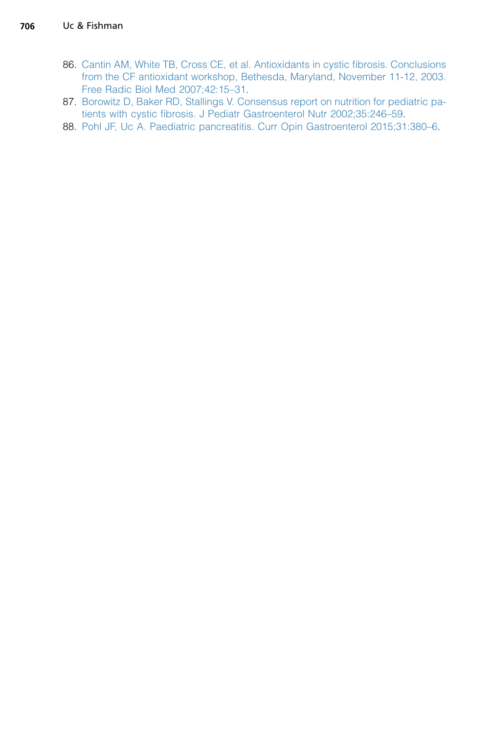86. Cantin AM, White TB, Cross CE, et al. Antioxidants in cystic fibrosis. Conclusions from the CF antioxidant workshop, Bethesda, Maryland, November 11-12, 2003. Free Radic Biol Med 2007;42:15–31.
87. Borowitz D, Baker RD, Stallings V. Consensus report on nutrition for pediatric patients with cystic fibrosis. J Pediatr Gastroenterol Nutr 2002;35:246–59.
88. Pohl JF, Uc A. Paediatric pancreatitis. Curr Opin Gastroenterol 2015;31:380–6.